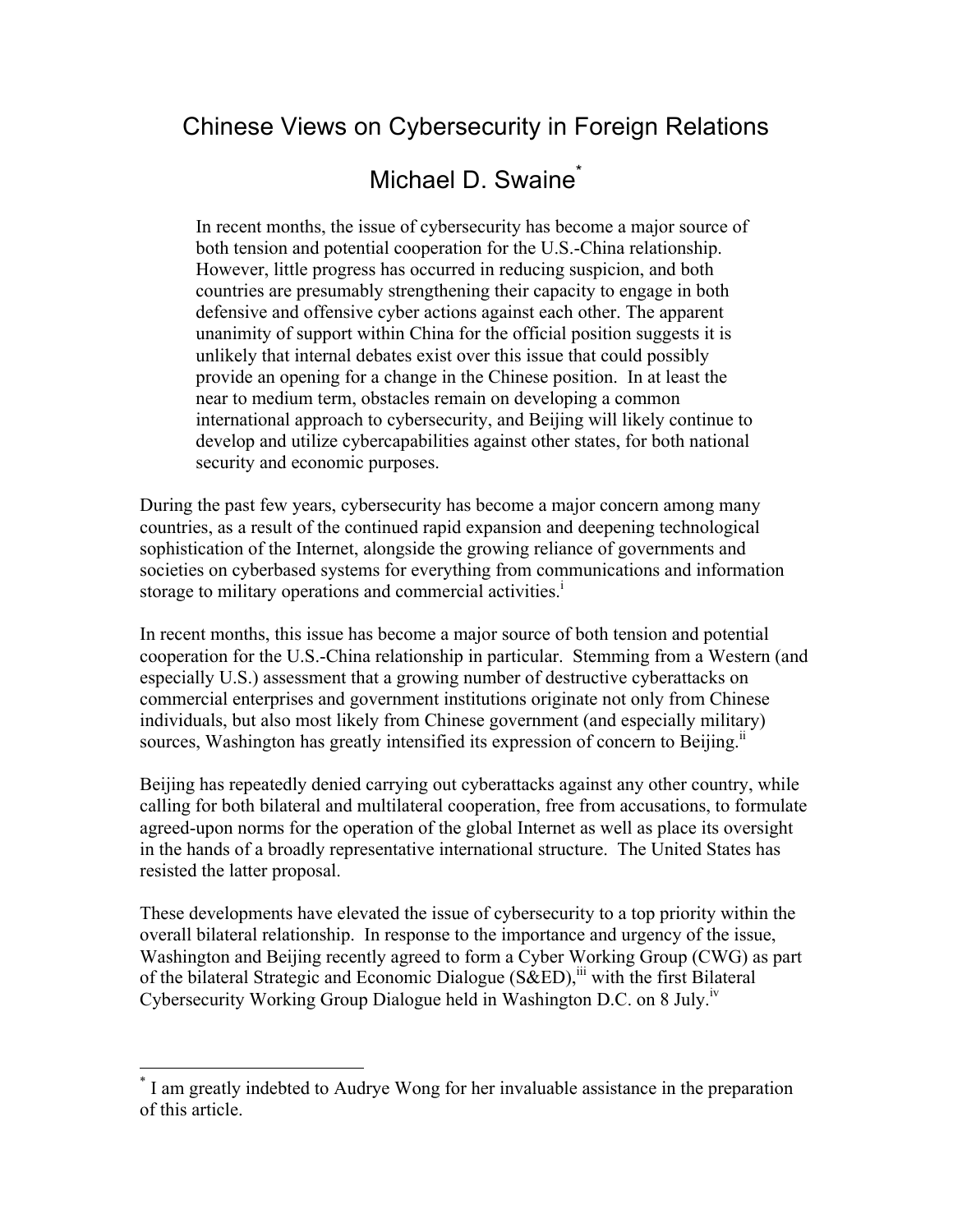# Chinese Views on Cybersecurity in Foreign Relations

## Michael D. Swaine[*]

> In recent months, the issue of cybersecurity has become a major source of both tension and potential cooperation for the U.S.-China relationship. However, little progress has occurred in reducing suspicion, and both countries are presumably strengthening their capacity to engage in both defensive and offensive cyber actions against each other. The apparent unanimity of support within China for the official position suggests it is unlikely that internal debates exist over this issue that could possibly provide an opening for a change in the Chinese position. In at least the near to medium term, obstacles remain on developing a common international approach to cybersecurity, and Beijing will likely continue to develop and utilize cybercapabilities against other states, for both national security and economic purposes.

During the past few years, cybersecurity has become a major concern among many countries, as a result of the continued rapid expansion and deepening technological sophistication of the Internet, alongside the growing reliance of governments and societies on cyberbased systems for everything from communications and information storage to military operations and commercial activities.[i]

In recent months, this issue has become a major source of both tension and potential cooperation for the U.S.-China relationship in particular. Stemming from a Western (and especially U.S.) assessment that a growing number of destructive cyberattacks on commercial enterprises and government institutions originate not only from Chinese individuals, but also most likely from Chinese government (and especially military) sources, Washington has greatly intensified its expression of concern to Beijing.[ii]

Beijing has repeatedly denied carrying out cyberattacks against any other country, while calling for both bilateral and multilateral cooperation, free from accusations, to formulate agreed-upon norms for the operation of the global Internet as well as place its oversight in the hands of a broadly representative international structure. The United States has resisted the latter proposal.

These developments have elevated the issue of cybersecurity to a top priority within the overall bilateral relationship. In response to the importance and urgency of the issue, Washington and Beijing recently agreed to form a Cyber Working Group (CWG) as part of the bilateral Strategic and Economic Dialogue (S&ED),[iii] with the first Bilateral Cybersecurity Working Group Dialogue held in Washington D.C. on 8 July.[iv]

---

[*] I am greatly indebted to Audrye Wong for her invaluable assistance in the preparation of this article.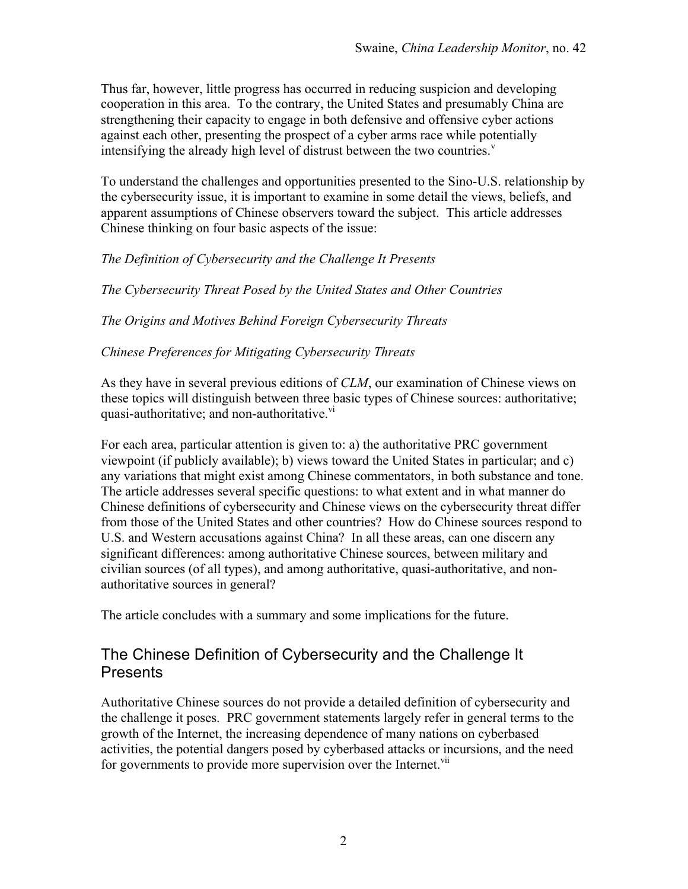Thus far, however, little progress has occurred in reducing suspicion and developing cooperation in this area. To the contrary, the United States and presumably China are strengthening their capacity to engage in both defensive and offensive cyber actions against each other, presenting the prospect of a cyber arms race while potentially intensifying the already high level of distrust between the two countries.[v]

To understand the challenges and opportunities presented to the Sino-U.S. relationship by the cybersecurity issue, it is important to examine in some detail the views, beliefs, and apparent assumptions of Chinese observers toward the subject. This article addresses Chinese thinking on four basic aspects of the issue:

*The Definition of Cybersecurity and the Challenge It Presents*

*The Cybersecurity Threat Posed by the United States and Other Countries*

*The Origins and Motives Behind Foreign Cybersecurity Threats*

*Chinese Preferences for Mitigating Cybersecurity Threats*

As they have in several previous editions of *CLM*, our examination of Chinese views on these topics will distinguish between three basic types of Chinese sources: authoritative; quasi-authoritative; and non-authoritative.[vi]

For each area, particular attention is given to: a) the authoritative PRC government viewpoint (if publicly available); b) views toward the United States in particular; and c) any variations that might exist among Chinese commentators, in both substance and tone. The article addresses several specific questions: to what extent and in what manner do Chinese definitions of cybersecurity and Chinese views on the cybersecurity threat differ from those of the United States and other countries? How do Chinese sources respond to U.S. and Western accusations against China? In all these areas, can one discern any significant differences: among authoritative Chinese sources, between military and civilian sources (of all types), and among authoritative, quasi-authoritative, and non-authoritative sources in general?

The article concludes with a summary and some implications for the future.

## The Chinese Definition of Cybersecurity and the Challenge It Presents

Authoritative Chinese sources do not provide a detailed definition of cybersecurity and the challenge it poses. PRC government statements largely refer in general terms to the growth of the Internet, the increasing dependence of many nations on cyberbased activities, the potential dangers posed by cyberbased attacks or incursions, and the need for governments to provide more supervision over the Internet.[vii]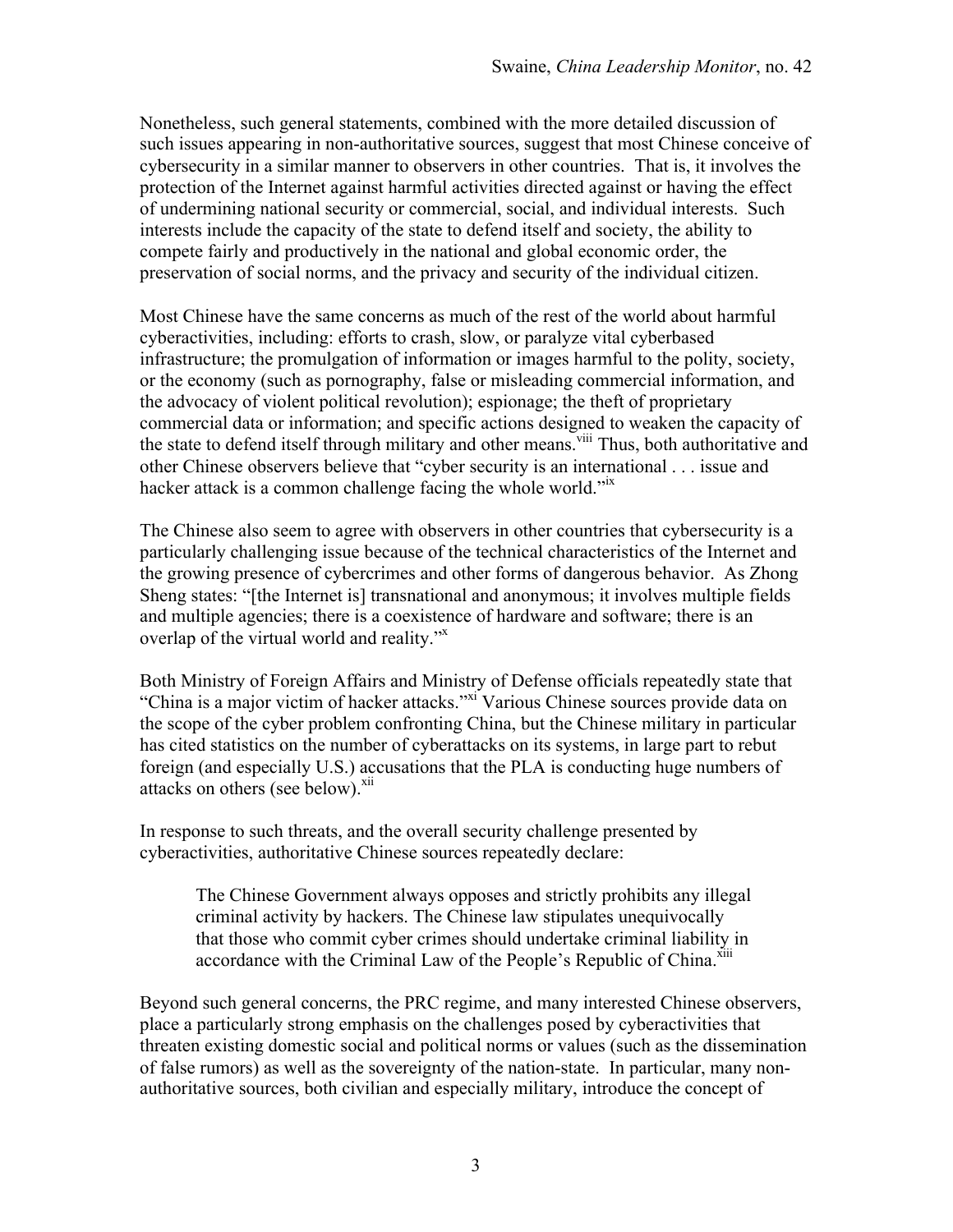Nonetheless, such general statements, combined with the more detailed discussion of such issues appearing in non-authoritative sources, suggest that most Chinese conceive of cybersecurity in a similar manner to observers in other countries. That is, it involves the protection of the Internet against harmful activities directed against or having the effect of undermining national security or commercial, social, and individual interests. Such interests include the capacity of the state to defend itself and society, the ability to compete fairly and productively in the national and global economic order, the preservation of social norms, and the privacy and security of the individual citizen.

Most Chinese have the same concerns as much of the rest of the world about harmful cyberactivities, including: efforts to crash, slow, or paralyze vital cyberbased infrastructure; the promulgation of information or images harmful to the polity, society, or the economy (such as pornography, false or misleading commercial information, and the advocacy of violent political revolution); espionage; the theft of proprietary commercial data or information; and specific actions designed to weaken the capacity of the state to defend itself through military and other means.[viii] Thus, both authoritative and other Chinese observers believe that "cyber security is an international . . . issue and hacker attack is a common challenge facing the whole world."[ix]

The Chinese also seem to agree with observers in other countries that cybersecurity is a particularly challenging issue because of the technical characteristics of the Internet and the growing presence of cybercrimes and other forms of dangerous behavior. As Zhong Sheng states: "[the Internet is] transnational and anonymous; it involves multiple fields and multiple agencies; there is a coexistence of hardware and software; there is an overlap of the virtual world and reality."[x]

Both Ministry of Foreign Affairs and Ministry of Defense officials repeatedly state that "China is a major victim of hacker attacks."[xi] Various Chinese sources provide data on the scope of the cyber problem confronting China, but the Chinese military in particular has cited statistics on the number of cyberattacks on its systems, in large part to rebut foreign (and especially U.S.) accusations that the PLA is conducting huge numbers of attacks on others (see below).[xii]

In response to such threats, and the overall security challenge presented by cyberactivities, authoritative Chinese sources repeatedly declare:

> The Chinese Government always opposes and strictly prohibits any illegal criminal activity by hackers. The Chinese law stipulates unequivocally that those who commit cyber crimes should undertake criminal liability in accordance with the Criminal Law of the People's Republic of China.[xiii]

Beyond such general concerns, the PRC regime, and many interested Chinese observers, place a particularly strong emphasis on the challenges posed by cyberactivities that threaten existing domestic social and political norms or values (such as the dissemination of false rumors) as well as the sovereignty of the nation-state. In particular, many non-authoritative sources, both civilian and especially military, introduce the concept of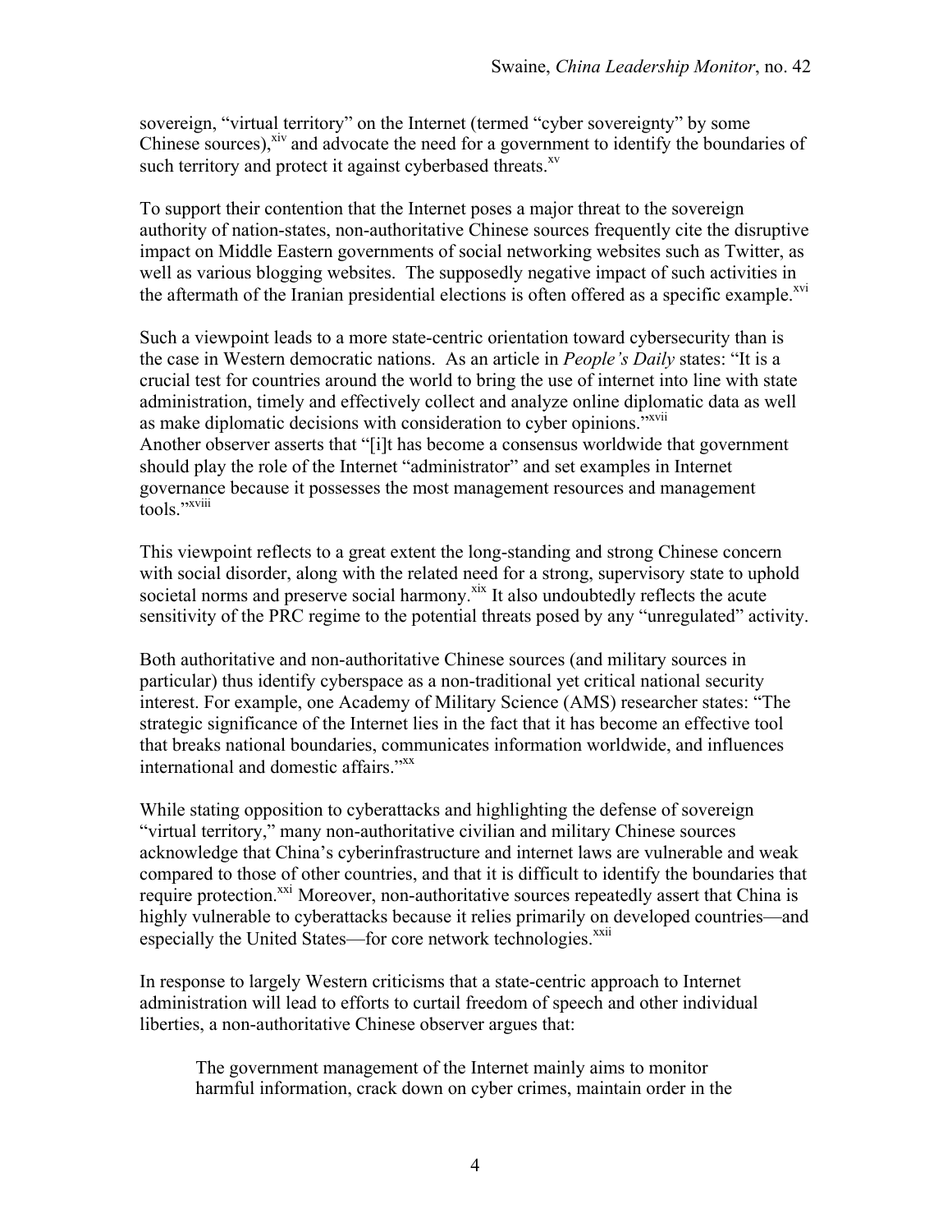sovereign, "virtual territory" on the Internet (termed "cyber sovereignty" by some Chinese sources),[xiv] and advocate the need for a government to identify the boundaries of such territory and protect it against cyberbased threats.[xv]

To support their contention that the Internet poses a major threat to the sovereign authority of nation-states, non-authoritative Chinese sources frequently cite the disruptive impact on Middle Eastern governments of social networking websites such as Twitter, as well as various blogging websites. The supposedly negative impact of such activities in the aftermath of the Iranian presidential elections is often offered as a specific example.[xvi]

Such a viewpoint leads to a more state-centric orientation toward cybersecurity than is the case in Western democratic nations. As an article in *People's Daily* states: "It is a crucial test for countries around the world to bring the use of internet into line with state administration, timely and effectively collect and analyze online diplomatic data as well as make diplomatic decisions with consideration to cyber opinions."[xvii] Another observer asserts that "[i]t has become a consensus worldwide that government should play the role of the Internet "administrator" and set examples in Internet governance because it possesses the most management resources and management tools."[xviii]

This viewpoint reflects to a great extent the long-standing and strong Chinese concern with social disorder, along with the related need for a strong, supervisory state to uphold societal norms and preserve social harmony.[xix] It also undoubtedly reflects the acute sensitivity of the PRC regime to the potential threats posed by any "unregulated" activity.

Both authoritative and non-authoritative Chinese sources (and military sources in particular) thus identify cyberspace as a non-traditional yet critical national security interest. For example, one Academy of Military Science (AMS) researcher states: "The strategic significance of the Internet lies in the fact that it has become an effective tool that breaks national boundaries, communicates information worldwide, and influences international and domestic affairs."[xx]

While stating opposition to cyberattacks and highlighting the defense of sovereign "virtual territory," many non-authoritative civilian and military Chinese sources acknowledge that China's cyberinfrastructure and internet laws are vulnerable and weak compared to those of other countries, and that it is difficult to identify the boundaries that require protection.[xxi] Moreover, non-authoritative sources repeatedly assert that China is highly vulnerable to cyberattacks because it relies primarily on developed countries—and especially the United States—for core network technologies.[xxii]

In response to largely Western criticisms that a state-centric approach to Internet administration will lead to efforts to curtail freedom of speech and other individual liberties, a non-authoritative Chinese observer argues that:

> The government management of the Internet mainly aims to monitor harmful information, crack down on cyber crimes, maintain order in the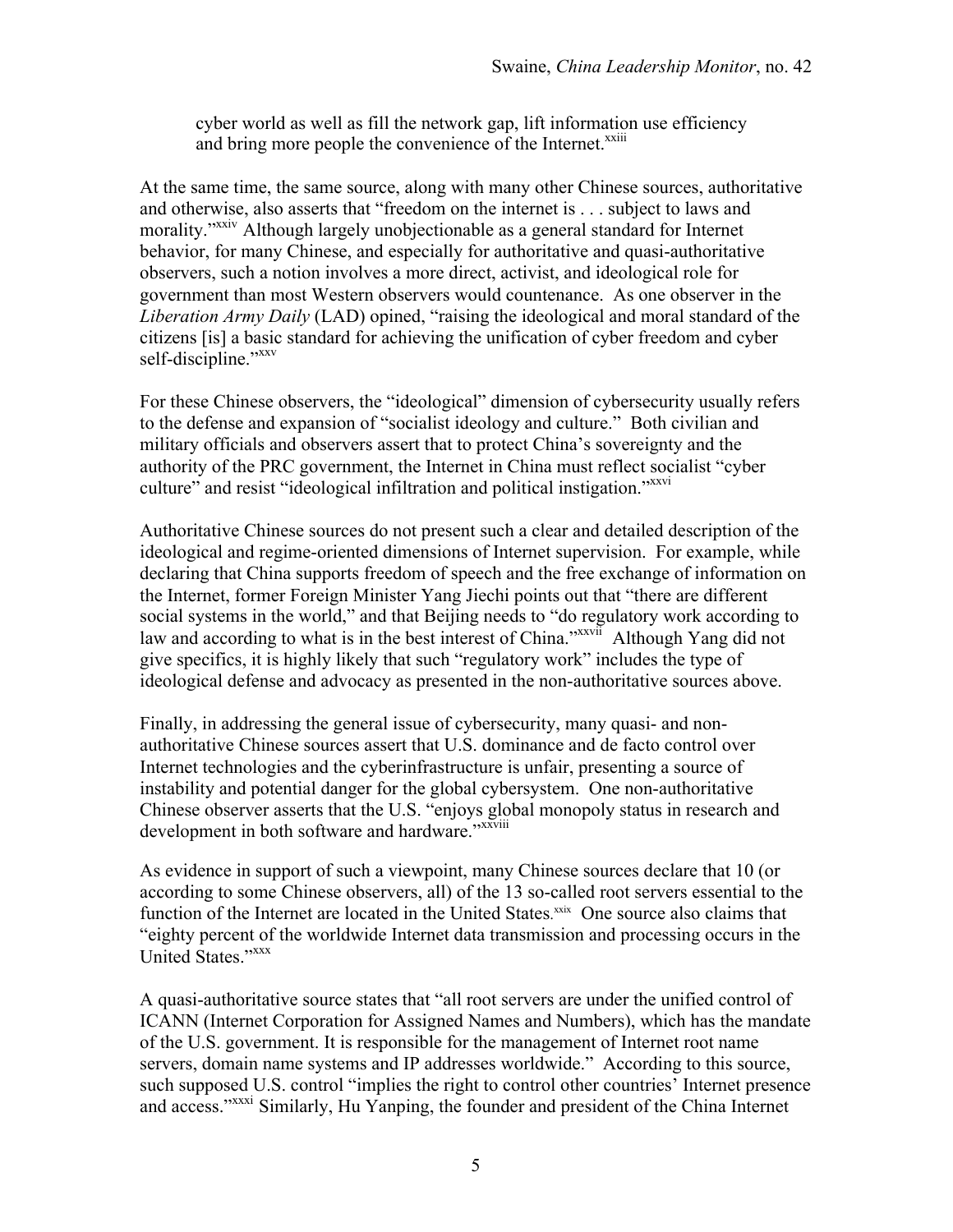cyber world as well as fill the network gap, lift information use efficiency and bring more people the convenience of the Internet.[xxiii]

At the same time, the same source, along with many other Chinese sources, authoritative and otherwise, also asserts that "freedom on the internet is . . . subject to laws and morality."[xxiv] Although largely unobjectionable as a general standard for Internet behavior, for many Chinese, and especially for authoritative and quasi-authoritative observers, such a notion involves a more direct, activist, and ideological role for government than most Western observers would countenance. As one observer in the *Liberation Army Daily* (LAD) opined, "raising the ideological and moral standard of the citizens [is] a basic standard for achieving the unification of cyber freedom and cyber self-discipline."[xxv]

For these Chinese observers, the "ideological" dimension of cybersecurity usually refers to the defense and expansion of "socialist ideology and culture." Both civilian and military officials and observers assert that to protect China's sovereignty and the authority of the PRC government, the Internet in China must reflect socialist "cyber culture" and resist "ideological infiltration and political instigation."[xxvi]

Authoritative Chinese sources do not present such a clear and detailed description of the ideological and regime-oriented dimensions of Internet supervision. For example, while declaring that China supports freedom of speech and the free exchange of information on the Internet, former Foreign Minister Yang Jiechi points out that "there are different social systems in the world," and that Beijing needs to "do regulatory work according to law and according to what is in the best interest of China."[xxvii] Although Yang did not give specifics, it is highly likely that such "regulatory work" includes the type of ideological defense and advocacy as presented in the non-authoritative sources above.

Finally, in addressing the general issue of cybersecurity, many quasi- and non-authoritative Chinese sources assert that U.S. dominance and de facto control over Internet technologies and the cyberinfrastructure is unfair, presenting a source of instability and potential danger for the global cybersystem. One non-authoritative Chinese observer asserts that the U.S. "enjoys global monopoly status in research and development in both software and hardware."[xxviii]

As evidence in support of such a viewpoint, many Chinese sources declare that 10 (or according to some Chinese observers, all) of the 13 so-called root servers essential to the function of the Internet are located in the United States.[xxix] One source also claims that "eighty percent of the worldwide Internet data transmission and processing occurs in the United States."[xxx]

A quasi-authoritative source states that "all root servers are under the unified control of ICANN (Internet Corporation for Assigned Names and Numbers), which has the mandate of the U.S. government. It is responsible for the management of Internet root name servers, domain name systems and IP addresses worldwide." According to this source, such supposed U.S. control "implies the right to control other countries' Internet presence and access."[xxxi] Similarly, Hu Yanping, the founder and president of the China Internet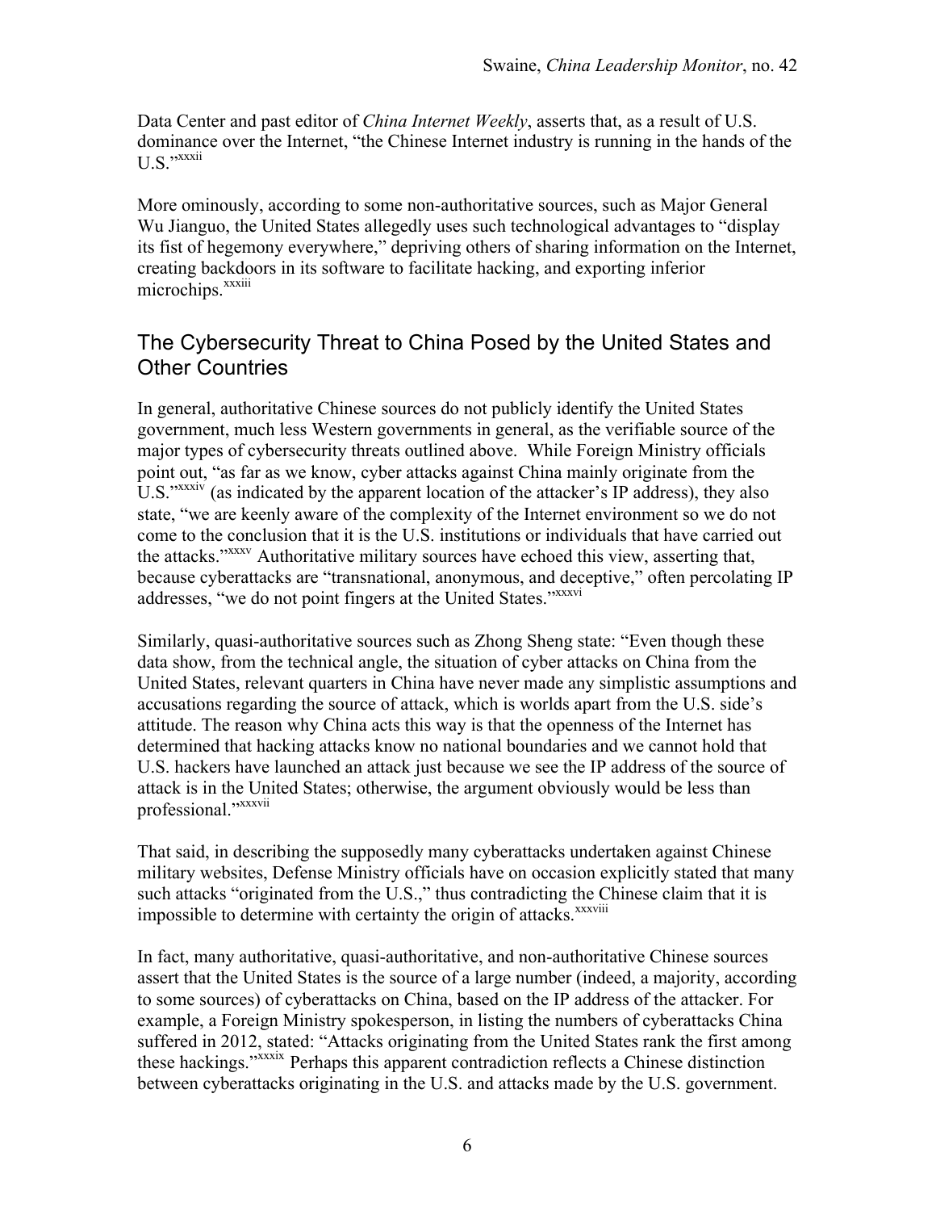Data Center and past editor of *China Internet Weekly*, asserts that, as a result of U.S. dominance over the Internet, "the Chinese Internet industry is running in the hands of the U.S."[xxxii]

More ominously, according to some non-authoritative sources, such as Major General Wu Jianguo, the United States allegedly uses such technological advantages to "display its fist of hegemony everywhere," depriving others of sharing information on the Internet, creating backdoors in its software to facilitate hacking, and exporting inferior microchips.[xxxiii]

## The Cybersecurity Threat to China Posed by the United States and Other Countries

In general, authoritative Chinese sources do not publicly identify the United States government, much less Western governments in general, as the verifiable source of the major types of cybersecurity threats outlined above. While Foreign Ministry officials point out, "as far as we know, cyber attacks against China mainly originate from the U.S."[xxxiv] (as indicated by the apparent location of the attacker's IP address), they also state, "we are keenly aware of the complexity of the Internet environment so we do not come to the conclusion that it is the U.S. institutions or individuals that have carried out the attacks."[xxxv] Authoritative military sources have echoed this view, asserting that, because cyberattacks are "transnational, anonymous, and deceptive," often percolating IP addresses, "we do not point fingers at the United States."[xxxvi]

Similarly, quasi-authoritative sources such as Zhong Sheng state: "Even though these data show, from the technical angle, the situation of cyber attacks on China from the United States, relevant quarters in China have never made any simplistic assumptions and accusations regarding the source of attack, which is worlds apart from the U.S. side's attitude. The reason why China acts this way is that the openness of the Internet has determined that hacking attacks know no national boundaries and we cannot hold that U.S. hackers have launched an attack just because we see the IP address of the source of attack is in the United States; otherwise, the argument obviously would be less than professional."[xxxvii]

That said, in describing the supposedly many cyberattacks undertaken against Chinese military websites, Defense Ministry officials have on occasion explicitly stated that many such attacks "originated from the U.S.," thus contradicting the Chinese claim that it is impossible to determine with certainty the origin of attacks.[xxxviii]

In fact, many authoritative, quasi-authoritative, and non-authoritative Chinese sources assert that the United States is the source of a large number (indeed, a majority, according to some sources) of cyberattacks on China, based on the IP address of the attacker. For example, a Foreign Ministry spokesperson, in listing the numbers of cyberattacks China suffered in 2012, stated: "Attacks originating from the United States rank the first among these hackings."[xxxix] Perhaps this apparent contradiction reflects a Chinese distinction between cyberattacks originating in the U.S. and attacks made by the U.S. government.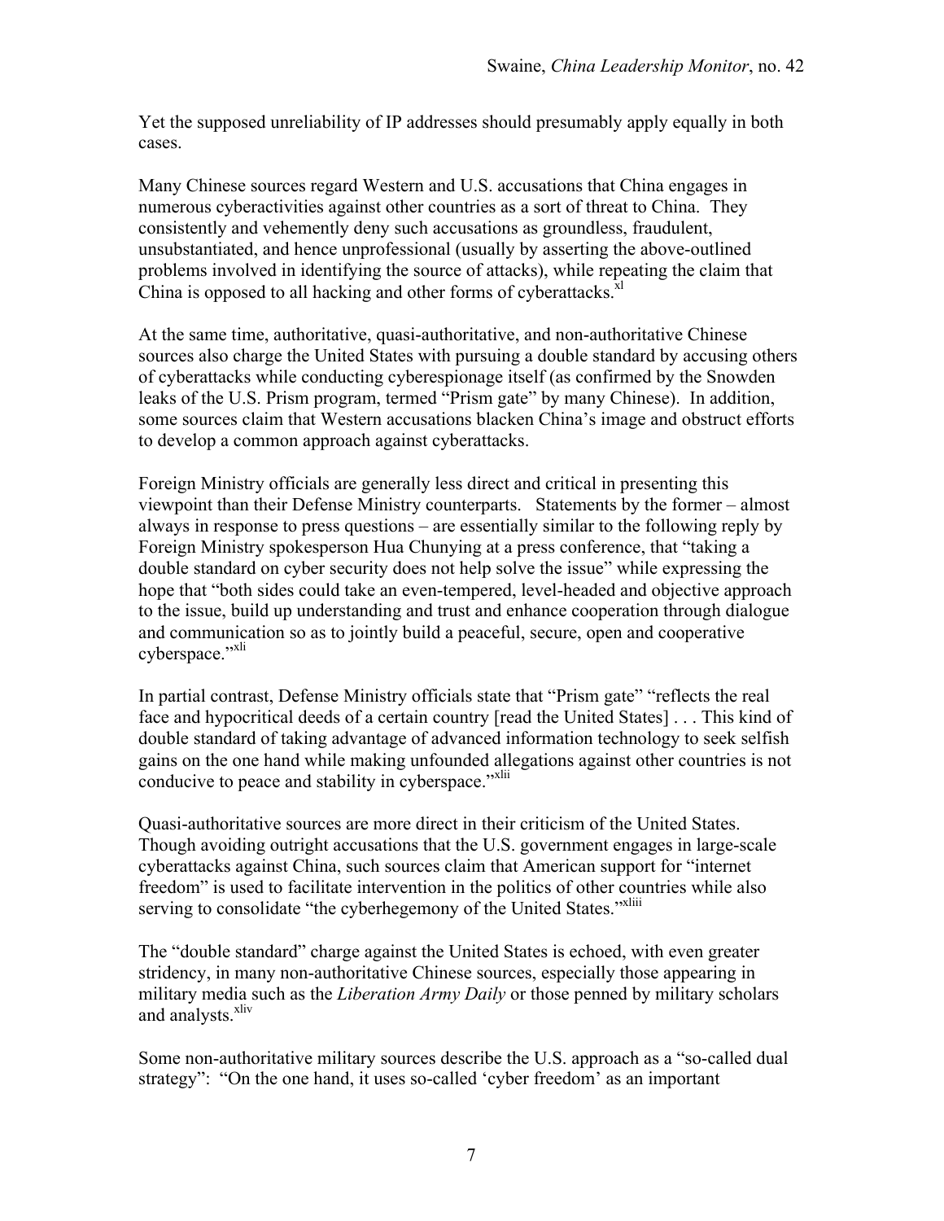Yet the supposed unreliability of IP addresses should presumably apply equally in both cases.

Many Chinese sources regard Western and U.S. accusations that China engages in numerous cyberactivities against other countries as a sort of threat to China. They consistently and vehemently deny such accusations as groundless, fraudulent, unsubstantiated, and hence unprofessional (usually by asserting the above-outlined problems involved in identifying the source of attacks), while repeating the claim that China is opposed to all hacking and other forms of cyberattacks.[xl]

At the same time, authoritative, quasi-authoritative, and non-authoritative Chinese sources also charge the United States with pursuing a double standard by accusing others of cyberattacks while conducting cyberespionage itself (as confirmed by the Snowden leaks of the U.S. Prism program, termed "Prism gate" by many Chinese). In addition, some sources claim that Western accusations blacken China's image and obstruct efforts to develop a common approach against cyberattacks.

Foreign Ministry officials are generally less direct and critical in presenting this viewpoint than their Defense Ministry counterparts. Statements by the former – almost always in response to press questions – are essentially similar to the following reply by Foreign Ministry spokesperson Hua Chunying at a press conference, that "taking a double standard on cyber security does not help solve the issue" while expressing the hope that "both sides could take an even-tempered, level-headed and objective approach to the issue, build up understanding and trust and enhance cooperation through dialogue and communication so as to jointly build a peaceful, secure, open and cooperative cyberspace."[xli]

In partial contrast, Defense Ministry officials state that "Prism gate" "reflects the real face and hypocritical deeds of a certain country [read the United States] . . . This kind of double standard of taking advantage of advanced information technology to seek selfish gains on the one hand while making unfounded allegations against other countries is not conducive to peace and stability in cyberspace."[xlii]

Quasi-authoritative sources are more direct in their criticism of the United States. Though avoiding outright accusations that the U.S. government engages in large-scale cyberattacks against China, such sources claim that American support for "internet freedom" is used to facilitate intervention in the politics of other countries while also serving to consolidate "the cyberhegemony of the United States."[xliii]

The "double standard" charge against the United States is echoed, with even greater stridency, in many non-authoritative Chinese sources, especially those appearing in military media such as the *Liberation Army Daily* or those penned by military scholars and analysts.[xliv]

Some non-authoritative military sources describe the U.S. approach as a "so-called dual strategy": "On the one hand, it uses so-called 'cyber freedom' as an important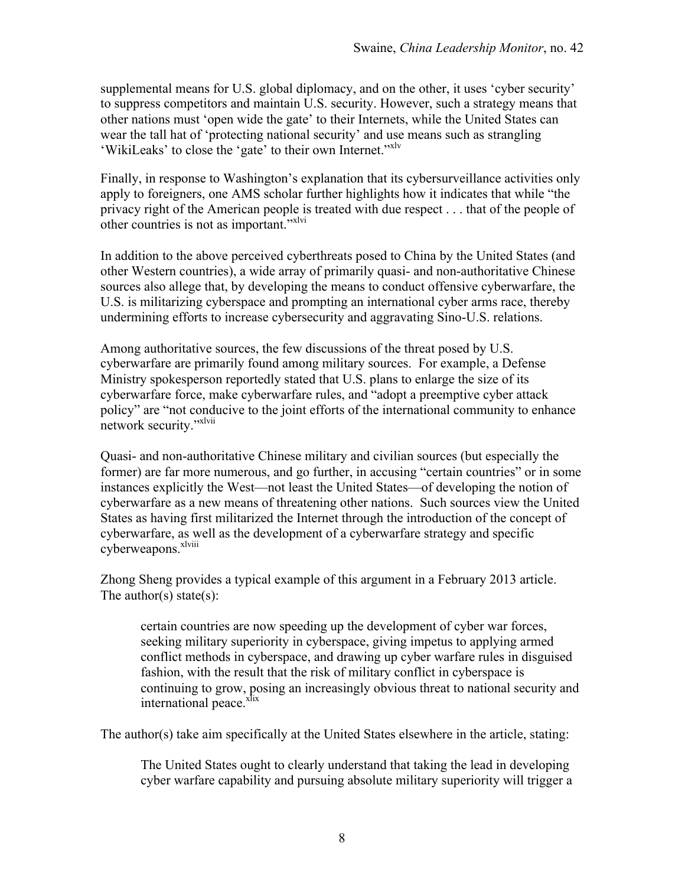supplemental means for U.S. global diplomacy, and on the other, it uses 'cyber security' to suppress competitors and maintain U.S. security. However, such a strategy means that other nations must 'open wide the gate' to their Internets, while the United States can wear the tall hat of 'protecting national security' and use means such as strangling 'WikiLeaks' to close the 'gate' to their own Internet."[xlv]

Finally, in response to Washington's explanation that its cybersurveillance activities only apply to foreigners, one AMS scholar further highlights how it indicates that while "the privacy right of the American people is treated with due respect . . . that of the people of other countries is not as important."[xlvi]

In addition to the above perceived cyberthreats posed to China by the United States (and other Western countries), a wide array of primarily quasi- and non-authoritative Chinese sources also allege that, by developing the means to conduct offensive cyberwarfare, the U.S. is militarizing cyberspace and prompting an international cyber arms race, thereby undermining efforts to increase cybersecurity and aggravating Sino-U.S. relations.

Among authoritative sources, the few discussions of the threat posed by U.S. cyberwarfare are primarily found among military sources. For example, a Defense Ministry spokesperson reportedly stated that U.S. plans to enlarge the size of its cyberwarfare force, make cyberwarfare rules, and "adopt a preemptive cyber attack policy" are "not conducive to the joint efforts of the international community to enhance network security."[xlvii]

Quasi- and non-authoritative Chinese military and civilian sources (but especially the former) are far more numerous, and go further, in accusing "certain countries" or in some instances explicitly the West—not least the United States—of developing the notion of cyberwarfare as a new means of threatening other nations. Such sources view the United States as having first militarized the Internet through the introduction of the concept of cyberwarfare, as well as the development of a cyberwarfare strategy and specific cyberweapons.[xlviii]

Zhong Sheng provides a typical example of this argument in a February 2013 article. The author(s) state(s):

> certain countries are now speeding up the development of cyber war forces, seeking military superiority in cyberspace, giving impetus to applying armed conflict methods in cyberspace, and drawing up cyber warfare rules in disguised fashion, with the result that the risk of military conflict in cyberspace is continuing to grow, posing an increasingly obvious threat to national security and international peace.[xlix]

The author(s) take aim specifically at the United States elsewhere in the article, stating:

> The United States ought to clearly understand that taking the lead in developing cyber warfare capability and pursuing absolute military superiority will trigger a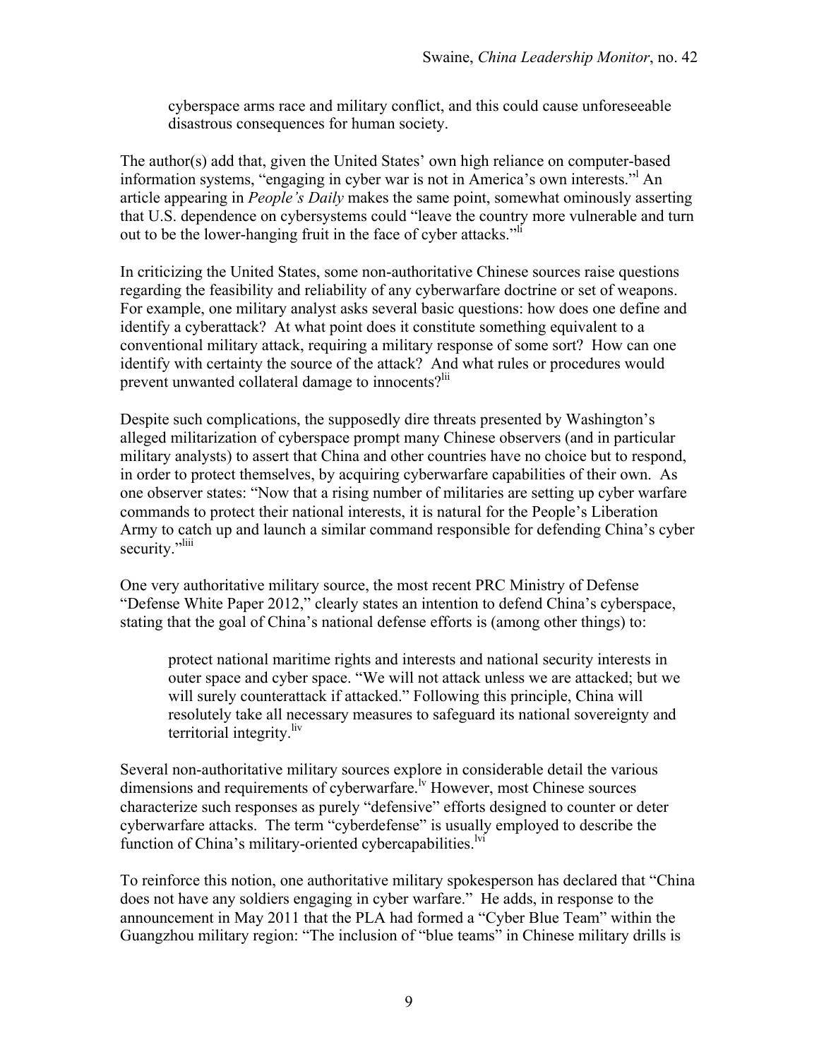> cyberspace arms race and military conflict, and this could cause unforeseeable disastrous consequences for human society.

The author(s) add that, given the United States' own high reliance on computer-based information systems, "engaging in cyber war is not in America's own interests."[l] An article appearing in *People's Daily* makes the same point, somewhat ominously asserting that U.S. dependence on cybersystems could "leave the country more vulnerable and turn out to be the lower-hanging fruit in the face of cyber attacks."[li]

In criticizing the United States, some non-authoritative Chinese sources raise questions regarding the feasibility and reliability of any cyberwarfare doctrine or set of weapons. For example, one military analyst asks several basic questions: how does one define and identify a cyberattack? At what point does it constitute something equivalent to a conventional military attack, requiring a military response of some sort? How can one identify with certainty the source of the attack? And what rules or procedures would prevent unwanted collateral damage to innocents?[lii]

Despite such complications, the supposedly dire threats presented by Washington's alleged militarization of cyberspace prompt many Chinese observers (and in particular military analysts) to assert that China and other countries have no choice but to respond, in order to protect themselves, by acquiring cyberwarfare capabilities of their own. As one observer states: "Now that a rising number of militaries are setting up cyber warfare commands to protect their national interests, it is natural for the People's Liberation Army to catch up and launch a similar command responsible for defending China's cyber security."[liii]

One very authoritative military source, the most recent PRC Ministry of Defense "Defense White Paper 2012," clearly states an intention to defend China's cyberspace, stating that the goal of China's national defense efforts is (among other things) to:

> protect national maritime rights and interests and national security interests in outer space and cyber space. "We will not attack unless we are attacked; but we will surely counterattack if attacked." Following this principle, China will resolutely take all necessary measures to safeguard its national sovereignty and territorial integrity.[liv]

Several non-authoritative military sources explore in considerable detail the various dimensions and requirements of cyberwarfare.[lv] However, most Chinese sources characterize such responses as purely "defensive" efforts designed to counter or deter cyberwarfare attacks. The term "cyberdefense" is usually employed to describe the function of China's military-oriented cybercapabilities.[lvi]

To reinforce this notion, one authoritative military spokesperson has declared that "China does not have any soldiers engaging in cyber warfare." He adds, in response to the announcement in May 2011 that the PLA had formed a "Cyber Blue Team" within the Guangzhou military region: "The inclusion of "blue teams" in Chinese military drills is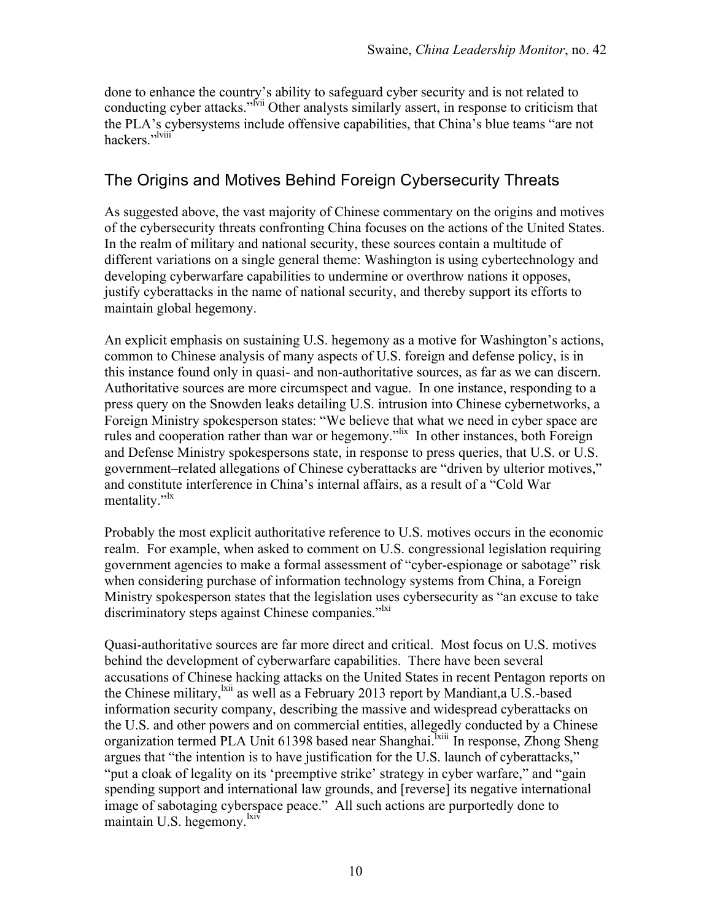done to enhance the country's ability to safeguard cyber security and is not related to conducting cyber attacks."[lvii] Other analysts similarly assert, in response to criticism that the PLA's cybersystems include offensive capabilities, that China's blue teams "are not hackers."[lviii]

## The Origins and Motives Behind Foreign Cybersecurity Threats

As suggested above, the vast majority of Chinese commentary on the origins and motives of the cybersecurity threats confronting China focuses on the actions of the United States. In the realm of military and national security, these sources contain a multitude of different variations on a single general theme: Washington is using cybertechnology and developing cyberwarfare capabilities to undermine or overthrow nations it opposes, justify cyberattacks in the name of national security, and thereby support its efforts to maintain global hegemony.

An explicit emphasis on sustaining U.S. hegemony as a motive for Washington's actions, common to Chinese analysis of many aspects of U.S. foreign and defense policy, is in this instance found only in quasi- and non-authoritative sources, as far as we can discern. Authoritative sources are more circumspect and vague. In one instance, responding to a press query on the Snowden leaks detailing U.S. intrusion into Chinese cybernetworks, a Foreign Ministry spokesperson states: "We believe that what we need in cyber space are rules and cooperation rather than war or hegemony."[lix] In other instances, both Foreign and Defense Ministry spokespersons state, in response to press queries, that U.S. or U.S. government–related allegations of Chinese cyberattacks are "driven by ulterior motives," and constitute interference in China's internal affairs, as a result of a "Cold War mentality."[lx]

Probably the most explicit authoritative reference to U.S. motives occurs in the economic realm. For example, when asked to comment on U.S. congressional legislation requiring government agencies to make a formal assessment of "cyber-espionage or sabotage" risk when considering purchase of information technology systems from China, a Foreign Ministry spokesperson states that the legislation uses cybersecurity as "an excuse to take discriminatory steps against Chinese companies."[lxi]

Quasi-authoritative sources are far more direct and critical. Most focus on U.S. motives behind the development of cyberwarfare capabilities. There have been several accusations of Chinese hacking attacks on the United States in recent Pentagon reports on the Chinese military,[lxii] as well as a February 2013 report by Mandiant,a U.S.-based information security company, describing the massive and widespread cyberattacks on the U.S. and other powers and on commercial entities, allegedly conducted by a Chinese organization termed PLA Unit 61398 based near Shanghai.[lxiii] In response, Zhong Sheng argues that "the intention is to have justification for the U.S. launch of cyberattacks," "put a cloak of legality on its 'preemptive strike' strategy in cyber warfare," and "gain spending support and international law grounds, and [reverse] its negative international image of sabotaging cyberspace peace." All such actions are purportedly done to maintain U.S. hegemony.[lxiv]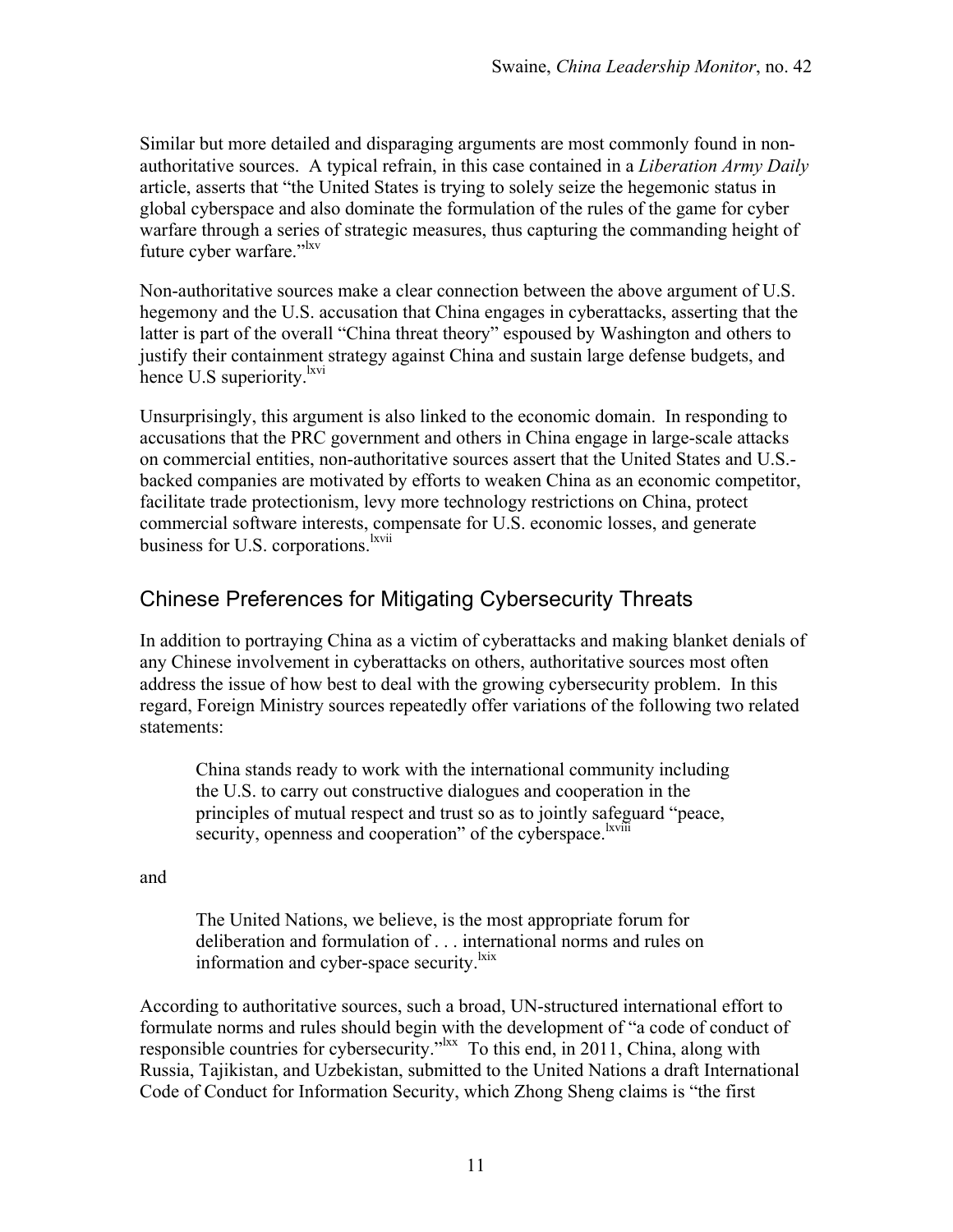Similar but more detailed and disparaging arguments are most commonly found in non-authoritative sources. A typical refrain, in this case contained in a *Liberation Army Daily* article, asserts that "the United States is trying to solely seize the hegemonic status in global cyberspace and also dominate the formulation of the rules of the game for cyber warfare through a series of strategic measures, thus capturing the commanding height of future cyber warfare."[lxv]

Non-authoritative sources make a clear connection between the above argument of U.S. hegemony and the U.S. accusation that China engages in cyberattacks, asserting that the latter is part of the overall "China threat theory" espoused by Washington and others to justify their containment strategy against China and sustain large defense budgets, and hence U.S superiority.[lxvi]

Unsurprisingly, this argument is also linked to the economic domain. In responding to accusations that the PRC government and others in China engage in large-scale attacks on commercial entities, non-authoritative sources assert that the United States and U.S.-backed companies are motivated by efforts to weaken China as an economic competitor, facilitate trade protectionism, levy more technology restrictions on China, protect commercial software interests, compensate for U.S. economic losses, and generate business for U.S. corporations.[lxvii]

## Chinese Preferences for Mitigating Cybersecurity Threats

In addition to portraying China as a victim of cyberattacks and making blanket denials of any Chinese involvement in cyberattacks on others, authoritative sources most often address the issue of how best to deal with the growing cybersecurity problem. In this regard, Foreign Ministry sources repeatedly offer variations of the following two related statements:

> China stands ready to work with the international community including the U.S. to carry out constructive dialogues and cooperation in the principles of mutual respect and trust so as to jointly safeguard "peace, security, openness and cooperation" of the cyberspace.[lxviii]

and

> The United Nations, we believe, is the most appropriate forum for deliberation and formulation of . . . international norms and rules on information and cyber-space security.[lxix]

According to authoritative sources, such a broad, UN-structured international effort to formulate norms and rules should begin with the development of "a code of conduct of responsible countries for cybersecurity."[lxx] To this end, in 2011, China, along with Russia, Tajikistan, and Uzbekistan, submitted to the United Nations a draft International Code of Conduct for Information Security, which Zhong Sheng claims is "the first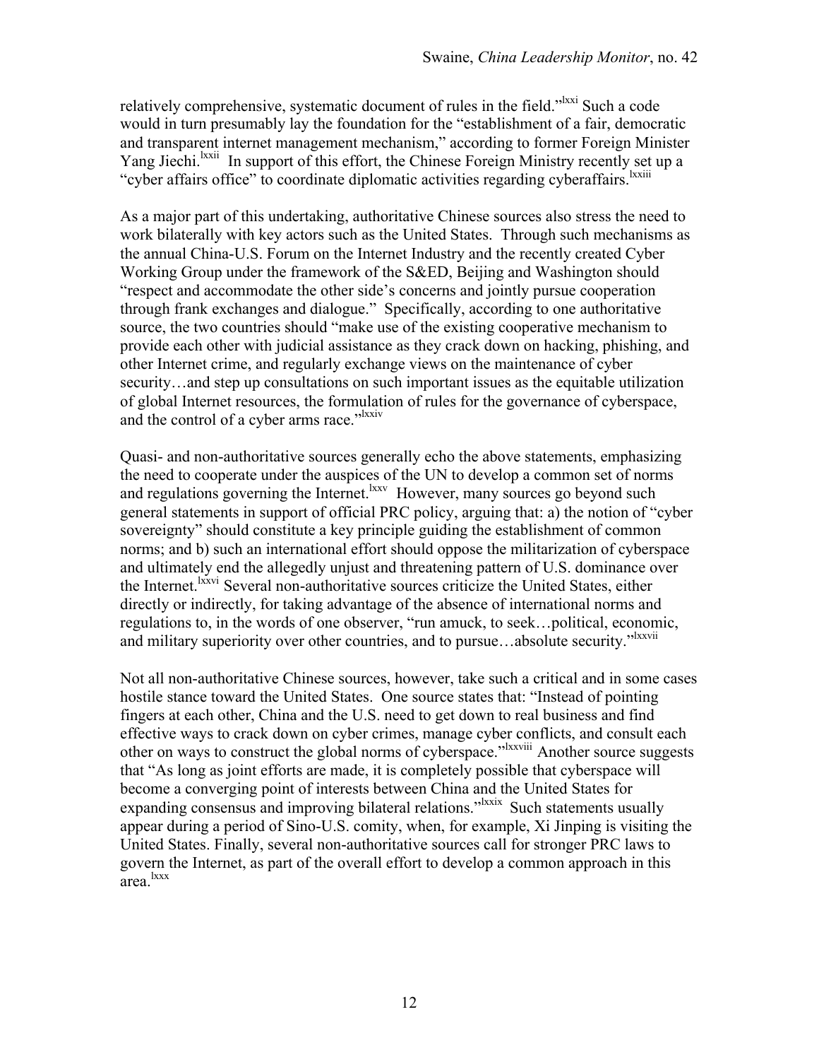relatively comprehensive, systematic document of rules in the field."[lxxi] Such a code would in turn presumably lay the foundation for the "establishment of a fair, democratic and transparent internet management mechanism," according to former Foreign Minister Yang Jiechi.[lxxii] In support of this effort, the Chinese Foreign Ministry recently set up a "cyber affairs office" to coordinate diplomatic activities regarding cyberaffairs.[lxxiii]

As a major part of this undertaking, authoritative Chinese sources also stress the need to work bilaterally with key actors such as the United States. Through such mechanisms as the annual China-U.S. Forum on the Internet Industry and the recently created Cyber Working Group under the framework of the S&ED, Beijing and Washington should "respect and accommodate the other side's concerns and jointly pursue cooperation through frank exchanges and dialogue." Specifically, according to one authoritative source, the two countries should "make use of the existing cooperative mechanism to provide each other with judicial assistance as they crack down on hacking, phishing, and other Internet crime, and regularly exchange views on the maintenance of cyber security…and step up consultations on such important issues as the equitable utilization of global Internet resources, the formulation of rules for the governance of cyberspace, and the control of a cyber arms race."[lxxiv]

Quasi- and non-authoritative sources generally echo the above statements, emphasizing the need to cooperate under the auspices of the UN to develop a common set of norms and regulations governing the Internet.[lxxv] However, many sources go beyond such general statements in support of official PRC policy, arguing that: a) the notion of "cyber sovereignty" should constitute a key principle guiding the establishment of common norms; and b) such an international effort should oppose the militarization of cyberspace and ultimately end the allegedly unjust and threatening pattern of U.S. dominance over the Internet.[lxxvi] Several non-authoritative sources criticize the United States, either directly or indirectly, for taking advantage of the absence of international norms and regulations to, in the words of one observer, "run amuck, to seek…political, economic, and military superiority over other countries, and to pursue…absolute security."[lxxvii]

Not all non-authoritative Chinese sources, however, take such a critical and in some cases hostile stance toward the United States. One source states that: "Instead of pointing fingers at each other, China and the U.S. need to get down to real business and find effective ways to crack down on cyber crimes, manage cyber conflicts, and consult each other on ways to construct the global norms of cyberspace."[lxxviii] Another source suggests that "As long as joint efforts are made, it is completely possible that cyberspace will become a converging point of interests between China and the United States for expanding consensus and improving bilateral relations."[lxxix] Such statements usually appear during a period of Sino-U.S. comity, when, for example, Xi Jinping is visiting the United States. Finally, several non-authoritative sources call for stronger PRC laws to govern the Internet, as part of the overall effort to develop a common approach in this area.[lxxx]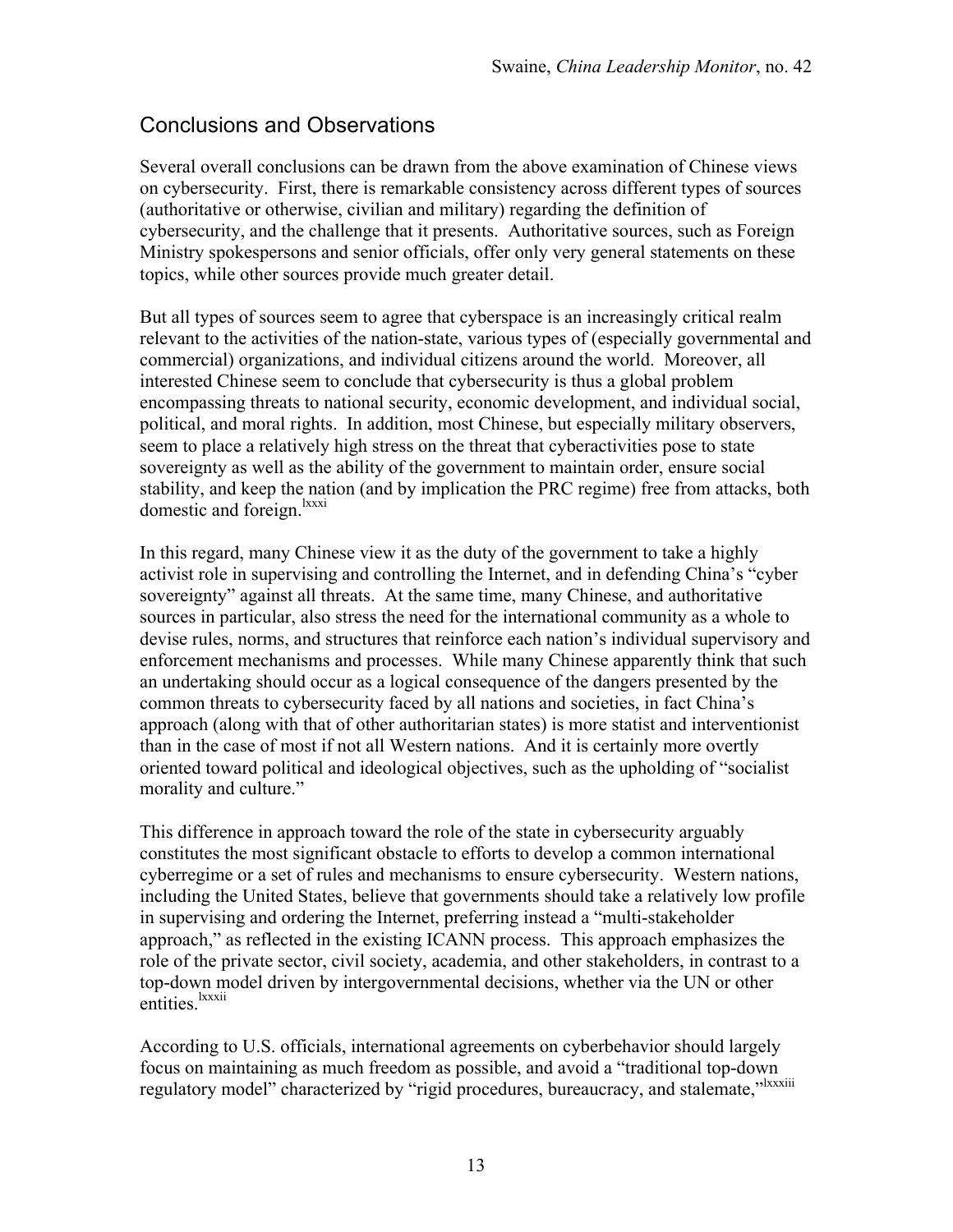## Conclusions and Observations

Several overall conclusions can be drawn from the above examination of Chinese views on cybersecurity. First, there is remarkable consistency across different types of sources (authoritative or otherwise, civilian and military) regarding the definition of cybersecurity, and the challenge that it presents. Authoritative sources, such as Foreign Ministry spokespersons and senior officials, offer only very general statements on these topics, while other sources provide much greater detail.

But all types of sources seem to agree that cyberspace is an increasingly critical realm relevant to the activities of the nation-state, various types of (especially governmental and commercial) organizations, and individual citizens around the world. Moreover, all interested Chinese seem to conclude that cybersecurity is thus a global problem encompassing threats to national security, economic development, and individual social, political, and moral rights. In addition, most Chinese, but especially military observers, seem to place a relatively high stress on the threat that cyberactivities pose to state sovereignty as well as the ability of the government to maintain order, ensure social stability, and keep the nation (and by implication the PRC regime) free from attacks, both domestic and foreign.[lxxxi]

In this regard, many Chinese view it as the duty of the government to take a highly activist role in supervising and controlling the Internet, and in defending China's "cyber sovereignty" against all threats. At the same time, many Chinese, and authoritative sources in particular, also stress the need for the international community as a whole to devise rules, norms, and structures that reinforce each nation's individual supervisory and enforcement mechanisms and processes. While many Chinese apparently think that such an undertaking should occur as a logical consequence of the dangers presented by the common threats to cybersecurity faced by all nations and societies, in fact China's approach (along with that of other authoritarian states) is more statist and interventionist than in the case of most if not all Western nations. And it is certainly more overtly oriented toward political and ideological objectives, such as the upholding of "socialist morality and culture."

This difference in approach toward the role of the state in cybersecurity arguably constitutes the most significant obstacle to efforts to develop a common international cyberregime or a set of rules and mechanisms to ensure cybersecurity. Western nations, including the United States, believe that governments should take a relatively low profile in supervising and ordering the Internet, preferring instead a "multi-stakeholder approach," as reflected in the existing ICANN process. This approach emphasizes the role of the private sector, civil society, academia, and other stakeholders, in contrast to a top-down model driven by intergovernmental decisions, whether via the UN or other entities.[lxxxii]

According to U.S. officials, international agreements on cyberbehavior should largely focus on maintaining as much freedom as possible, and avoid a "traditional top-down regulatory model" characterized by "rigid procedures, bureaucracy, and stalemate,"[lxxxiii]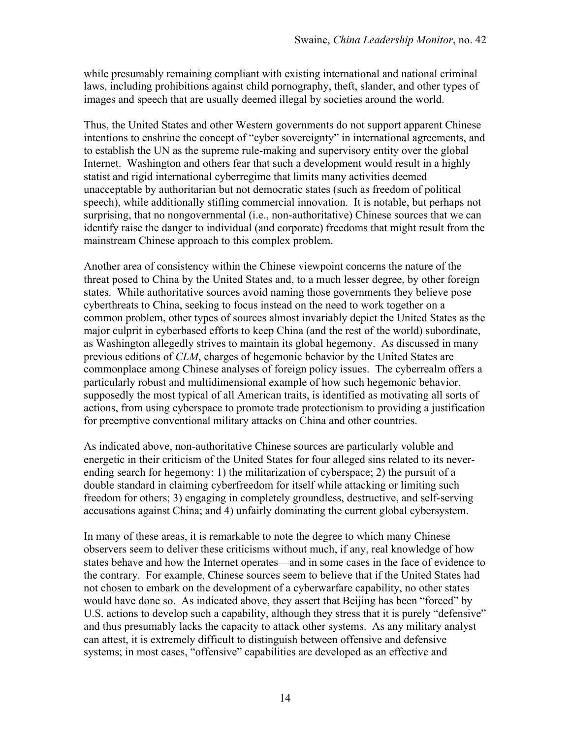while presumably remaining compliant with existing international and national criminal laws, including prohibitions against child pornography, theft, slander, and other types of images and speech that are usually deemed illegal by societies around the world.

Thus, the United States and other Western governments do not support apparent Chinese intentions to enshrine the concept of "cyber sovereignty" in international agreements, and to establish the UN as the supreme rule-making and supervisory entity over the global Internet. Washington and others fear that such a development would result in a highly statist and rigid international cyberregime that limits many activities deemed unacceptable by authoritarian but not democratic states (such as freedom of political speech), while additionally stifling commercial innovation. It is notable, but perhaps not surprising, that no nongovernmental (i.e., non-authoritative) Chinese sources that we can identify raise the danger to individual (and corporate) freedoms that might result from the mainstream Chinese approach to this complex problem.

Another area of consistency within the Chinese viewpoint concerns the nature of the threat posed to China by the United States and, to a much lesser degree, by other foreign states. While authoritative sources avoid naming those governments they believe pose cyberthreats to China, seeking to focus instead on the need to work together on a common problem, other types of sources almost invariably depict the United States as the major culprit in cyberbased efforts to keep China (and the rest of the world) subordinate, as Washington allegedly strives to maintain its global hegemony. As discussed in many previous editions of *CLM*, charges of hegemonic behavior by the United States are commonplace among Chinese analyses of foreign policy issues. The cyberrealm offers a particularly robust and multidimensional example of how such hegemonic behavior, supposedly the most typical of all American traits, is identified as motivating all sorts of actions, from using cyberspace to promote trade protectionism to providing a justification for preemptive conventional military attacks on China and other countries.

As indicated above, non-authoritative Chinese sources are particularly voluble and energetic in their criticism of the United States for four alleged sins related to its never-ending search for hegemony: 1) the militarization of cyberspace; 2) the pursuit of a double standard in claiming cyberfreedom for itself while attacking or limiting such freedom for others; 3) engaging in completely groundless, destructive, and self-serving accusations against China; and 4) unfairly dominating the current global cybersystem.

In many of these areas, it is remarkable to note the degree to which many Chinese observers seem to deliver these criticisms without much, if any, real knowledge of how states behave and how the Internet operates—and in some cases in the face of evidence to the contrary. For example, Chinese sources seem to believe that if the United States had not chosen to embark on the development of a cyberwarfare capability, no other states would have done so. As indicated above, they assert that Beijing has been "forced" by U.S. actions to develop such a capability, although they stress that it is purely "defensive" and thus presumably lacks the capacity to attack other systems. As any military analyst can attest, it is extremely difficult to distinguish between offensive and defensive systems; in most cases, "offensive" capabilities are developed as an effective and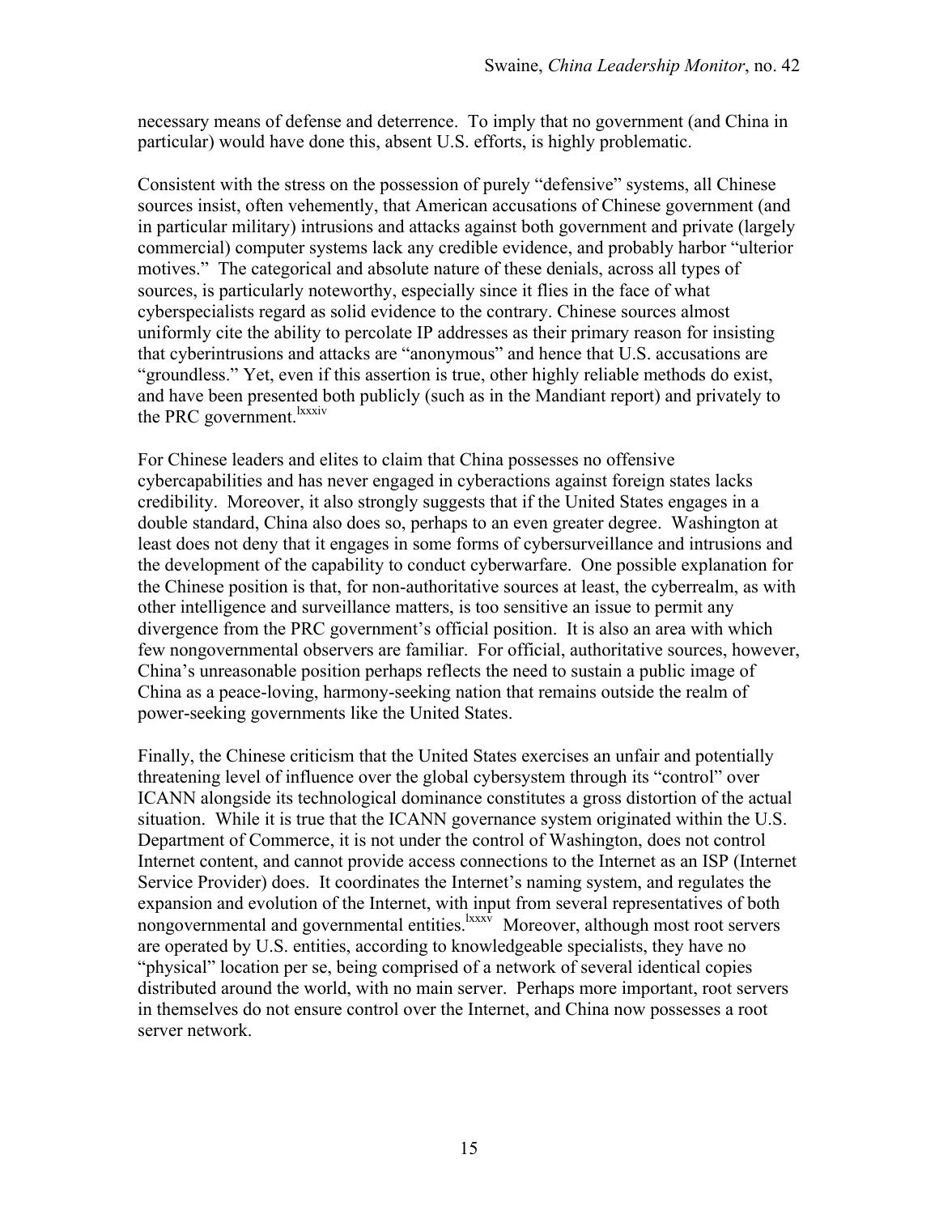necessary means of defense and deterrence. To imply that no government (and China in particular) would have done this, absent U.S. efforts, is highly problematic.

Consistent with the stress on the possession of purely "defensive" systems, all Chinese sources insist, often vehemently, that American accusations of Chinese government (and in particular military) intrusions and attacks against both government and private (largely commercial) computer systems lack any credible evidence, and probably harbor "ulterior motives." The categorical and absolute nature of these denials, across all types of sources, is particularly noteworthy, especially since it flies in the face of what cyberspecialists regard as solid evidence to the contrary. Chinese sources almost uniformly cite the ability to percolate IP addresses as their primary reason for insisting that cyberintrusions and attacks are "anonymous" and hence that U.S. accusations are "groundless." Yet, even if this assertion is true, other highly reliable methods do exist, and have been presented both publicly (such as in the Mandiant report) and privately to the PRC government.[lxxxiv]

For Chinese leaders and elites to claim that China possesses no offensive cybercapabilities and has never engaged in cyberactions against foreign states lacks credibility. Moreover, it also strongly suggests that if the United States engages in a double standard, China also does so, perhaps to an even greater degree. Washington at least does not deny that it engages in some forms of cybersurveillance and intrusions and the development of the capability to conduct cyberwarfare. One possible explanation for the Chinese position is that, for non-authoritative sources at least, the cyberrealm, as with other intelligence and surveillance matters, is too sensitive an issue to permit any divergence from the PRC government's official position. It is also an area with which few nongovernmental observers are familiar. For official, authoritative sources, however, China's unreasonable position perhaps reflects the need to sustain a public image of China as a peace-loving, harmony-seeking nation that remains outside the realm of power-seeking governments like the United States.

Finally, the Chinese criticism that the United States exercises an unfair and potentially threatening level of influence over the global cybersystem through its "control" over ICANN alongside its technological dominance constitutes a gross distortion of the actual situation. While it is true that the ICANN governance system originated within the U.S. Department of Commerce, it is not under the control of Washington, does not control Internet content, and cannot provide access connections to the Internet as an ISP (Internet Service Provider) does. It coordinates the Internet's naming system, and regulates the expansion and evolution of the Internet, with input from several representatives of both nongovernmental and governmental entities.[lxxxv] Moreover, although most root servers are operated by U.S. entities, according to knowledgeable specialists, they have no "physical" location per se, being comprised of a network of several identical copies distributed around the world, with no main server. Perhaps more important, root servers in themselves do not ensure control over the Internet, and China now possesses a root server network.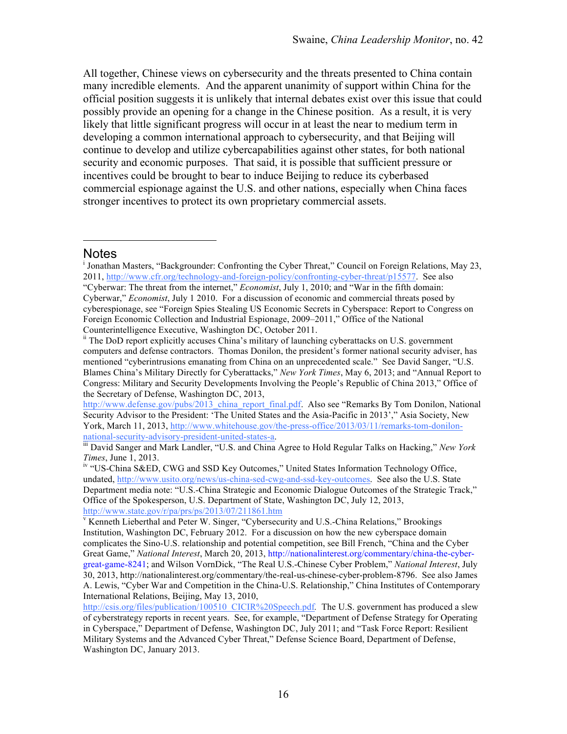All together, Chinese views on cybersecurity and the threats presented to China contain many incredible elements. And the apparent unanimity of support within China for the official position suggests it is unlikely that internal debates exist over this issue that could possibly provide an opening for a change in the Chinese position. As a result, it is very likely that little significant progress will occur in at least the near to medium term in developing a common international approach to cybersecurity, and that Beijing will continue to develop and utilize cybercapabilities against other states, for both national security and economic purposes. That said, it is possible that sufficient pressure or incentives could be brought to bear to induce Beijing to reduce its cyberbased commercial espionage against the U.S. and other nations, especially when China faces stronger incentives to protect its own proprietary commercial assets.

---

## Notes

[i] Jonathan Masters, "Backgrounder: Confronting the Cyber Threat," Council on Foreign Relations, May 23, 2011, http://www.cfr.org/technology-and-foreign-policy/confronting-cyber-threat/p15577. See also "Cyberwar: The threat from the internet," *Economist*, July 1, 2010; and "War in the fifth domain: Cyberwar," *Economist*, July 1 2010. For a discussion of economic and commercial threats posed by cyberespionage, see "Foreign Spies Stealing US Economic Secrets in Cyberspace: Report to Congress on Foreign Economic Collection and Industrial Espionage, 2009–2011," Office of the National Counterintelligence Executive, Washington DC, October 2011.

[ii] The DoD report explicitly accuses China's military of launching cyberattacks on U.S. government computers and defense contractors. Thomas Donilon, the president's former national security adviser, has mentioned "cyberintrusions emanating from China on an unprecedented scale." See David Sanger, "U.S. Blames China's Military Directly for Cyberattacks," *New York Times*, May 6, 2013; and "Annual Report to Congress: Military and Security Developments Involving the People's Republic of China 2013," Office of the Secretary of Defense, Washington DC, 2013, http://www.defense.gov/pubs/2013_china_report_final.pdf. Also see "Remarks By Tom Donilon, National Security Advisor to the President: 'The United States and the Asia-Pacific in 2013'," Asia Society, New York, March 11, 2013, http://www.whitehouse.gov/the-press-office/2013/03/11/remarks-tom-donilon-national-security-advisory-president-united-states-a.

[iii] David Sanger and Mark Landler, "U.S. and China Agree to Hold Regular Talks on Hacking," *New York Times*, June 1, 2013.

[iv] "US-China S&ED, CWG and SSD Key Outcomes," United States Information Technology Office, undated, http://www.usito.org/news/us-china-sed-cwg-and-ssd-key-outcomes. See also the U.S. State Department media note: "U.S.-China Strategic and Economic Dialogue Outcomes of the Strategic Track," Office of the Spokesperson, U.S. Department of State, Washington DC, July 12, 2013, http://www.state.gov/r/pa/prs/ps/2013/07/211861.htm

[v] Kenneth Lieberthal and Peter W. Singer, "Cybersecurity and U.S.-China Relations," Brookings Institution, Washington DC, February 2012. For a discussion on how the new cyberspace domain complicates the Sino-U.S. relationship and potential competition, see Bill French, "China and the Cyber Great Game," *National Interest*, March 20, 2013, http://nationalinterest.org/commentary/china-the-cyber-great-game-8241; and Wilson VornDick, "The Real U.S.-Chinese Cyber Problem," *National Interest*, July 30, 2013, http://nationalinterest.org/commentary/the-real-us-chinese-cyber-problem-8796. See also James A. Lewis, "Cyber War and Competition in the China-U.S. Relationship," China Institutes of Contemporary International Relations, Beijing, May 13, 2010, http://csis.org/files/publication/100510_CICIR%20Speech.pdf. The U.S. government has produced a slew of cyberstrategy reports in recent years. See, for example, "Department of Defense Strategy for Operating in Cyberspace," Department of Defense, Washington DC, July 2011; and "Task Force Report: Resilient Military Systems and the Advanced Cyber Threat," Defense Science Board, Department of Defense, Washington DC, January 2013.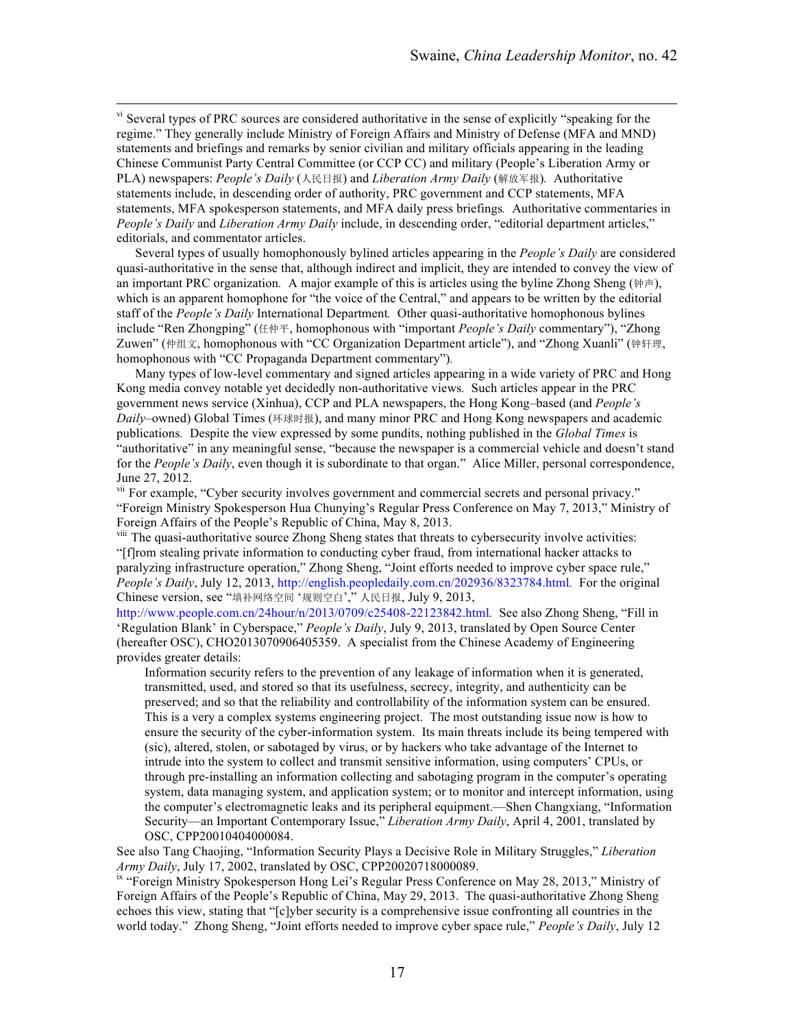[vi] Several types of PRC sources are considered authoritative in the sense of explicitly "speaking for the regime." They generally include Ministry of Foreign Affairs and Ministry of Defense (MFA and MND) statements and briefings and remarks by senior civilian and military officials appearing in the leading Chinese Communist Party Central Committee (or CCP CC) and military (People's Liberation Army or PLA) newspapers: *People's Daily* (人民日报) and *Liberation Army Daily* (解放军报). Authoritative statements include, in descending order of authority, PRC government and CCP statements, MFA statements, MFA spokesperson statements, and MFA daily press briefings. Authoritative commentaries in *People's Daily* and *Liberation Army Daily* include, in descending order, "editorial department articles," editorials, and commentator articles.

Several types of usually homophonously bylined articles appearing in the *People's Daily* are considered quasi-authoritative in the sense that, although indirect and implicit, they are intended to convey the view of an important PRC organization. A major example of this is articles using the byline Zhong Sheng (钟声), which is an apparent homophone for "the voice of the Central," and appears to be written by the editorial staff of the *People's Daily* International Department. Other quasi-authoritative homophonous bylines include "Ren Zhongping" (任仲平, homophonous with "important *People's Daily* commentary"), "Zhong Zuwen" (仲组文, homophonous with "CC Organization Department article"), and "Zhong Xuanli" (钟轩理, homophonous with "CC Propaganda Department commentary").

Many types of low-level commentary and signed articles appearing in a wide variety of PRC and Hong Kong media convey notable yet decidedly non-authoritative views. Such articles appear in the PRC government news service (Xinhua), CCP and PLA newspapers, the Hong Kong–based (and *People's Daily*–owned) Global Times (环球时报), and many minor PRC and Hong Kong newspapers and academic publications. Despite the view expressed by some pundits, nothing published in the *Global Times* is "authoritative" in any meaningful sense, "because the newspaper is a commercial vehicle and doesn't stand for the *People's Daily*, even though it is subordinate to that organ." Alice Miller, personal correspondence, June 27, 2012.

[vii] For example, "Cyber security involves government and commercial secrets and personal privacy." "Foreign Ministry Spokesperson Hua Chunying's Regular Press Conference on May 7, 2013," Ministry of Foreign Affairs of the People's Republic of China, May 8, 2013.

[viii] The quasi-authoritative source Zhong Sheng states that threats to cybersecurity involve activities: "[f]rom stealing private information to conducting cyber fraud, from international hacker attacks to paralyzing infrastructure operation," Zhong Sheng, "Joint efforts needed to improve cyber space rule," *People's Daily*, July 12, 2013, http://english.peopledaily.com.cn/202936/8323784.html. For the original Chinese version, see "填补网络空间 '规则空白'," 人民日报, July 9, 2013, http://www.people.com.cn/24hour/n/2013/0709/c25408-22123842.html. See also Zhong Sheng, "Fill in 'Regulation Blank' in Cyberspace," *People's Daily*, July 9, 2013, translated by Open Source Center (hereafter OSC), CHO2013070906405359. A specialist from the Chinese Academy of Engineering provides greater details:

> Information security refers to the prevention of any leakage of information when it is generated, transmitted, used, and stored so that its usefulness, secrecy, integrity, and authenticity can be preserved; and so that the reliability and controllability of the information system can be ensured. This is a very a complex systems engineering project. The most outstanding issue now is how to ensure the security of the cyber-information system. Its main threats include its being tempered with (sic), altered, stolen, or sabotaged by virus, or by hackers who take advantage of the Internet to intrude into the system to collect and transmit sensitive information, using computers' CPUs, or through pre-installing an information collecting and sabotaging program in the computer's operating system, data managing system, and application system; or to monitor and intercept information, using the computer's electromagnetic leaks and its peripheral equipment.—Shen Changxiang, "Information Security—an Important Contemporary Issue," *Liberation Army Daily*, April 4, 2001, translated by OSC, CPP20010404000084.

See also Tang Chaojing, "Information Security Plays a Decisive Role in Military Struggles," *Liberation Army Daily*, July 17, 2002, translated by OSC, CPP20020718000089.

[ix] "Foreign Ministry Spokesperson Hong Lei's Regular Press Conference on May 28, 2013," Ministry of Foreign Affairs of the People's Republic of China, May 29, 2013. The quasi-authoritative Zhong Sheng echoes this view, stating that "[c]yber security is a comprehensive issue confronting all countries in the world today." Zhong Sheng, "Joint efforts needed to improve cyber space rule," *People's Daily*, July 12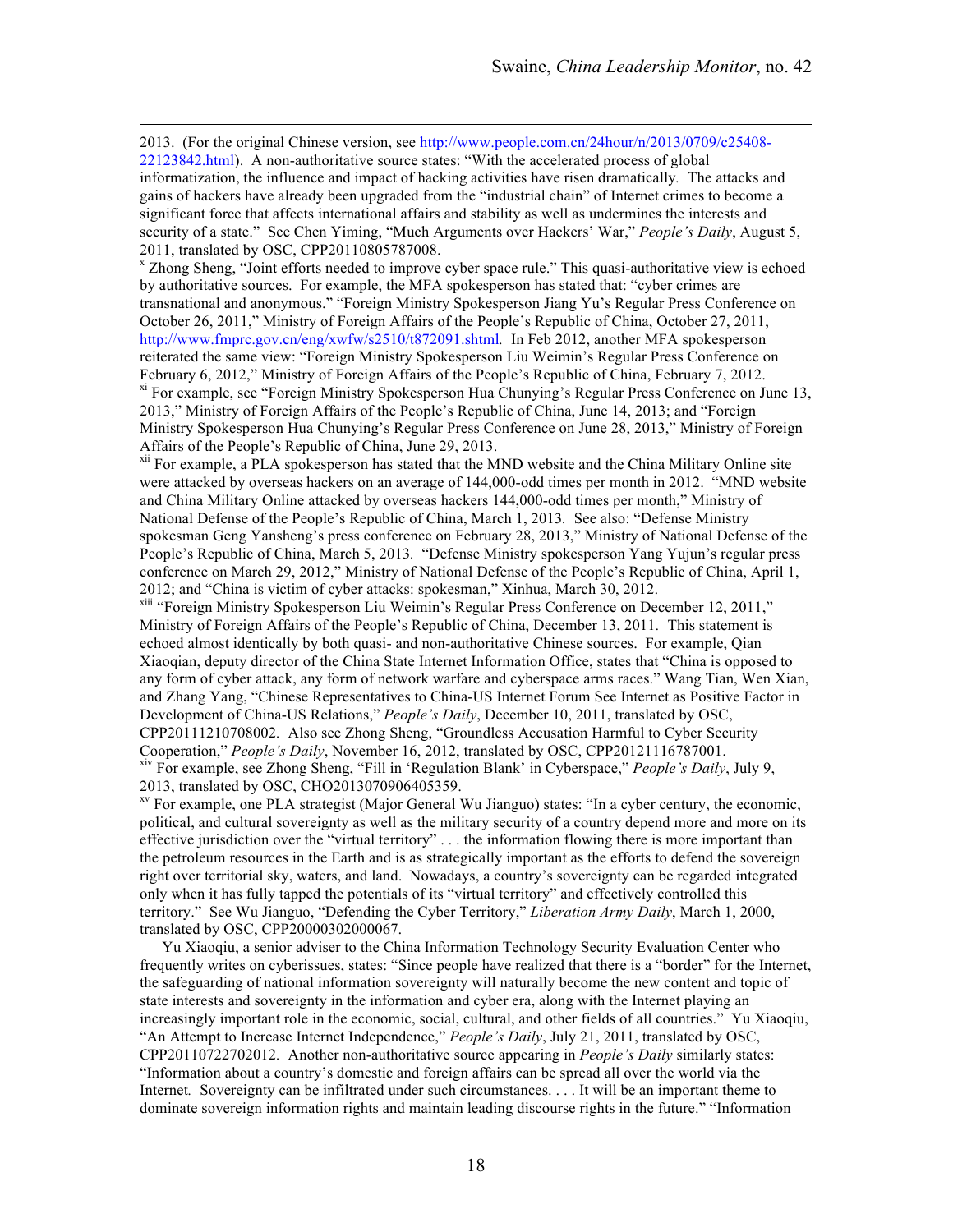2013. (For the original Chinese version, see http://www.people.com.cn/24hour/n/2013/0709/c25408-22123842.html). A non-authoritative source states: "With the accelerated process of global informatization, the influence and impact of hacking activities have risen dramatically. The attacks and gains of hackers have already been upgraded from the "industrial chain" of Internet crimes to become a significant force that affects international affairs and stability as well as undermines the interests and security of a state." See Chen Yiming, "Much Arguments over Hackers' War," *People's Daily*, August 5, 2011, translated by OSC, CPP20110805787008.

[x] Zhong Sheng, "Joint efforts needed to improve cyber space rule." This quasi-authoritative view is echoed by authoritative sources. For example, the MFA spokesperson has stated that: "cyber crimes are transnational and anonymous." "Foreign Ministry Spokesperson Jiang Yu's Regular Press Conference on October 26, 2011," Ministry of Foreign Affairs of the People's Republic of China, October 27, 2011, http://www.fmprc.gov.cn/eng/xwfw/s2510/t872091.shtml. In Feb 2012, another MFA spokesperson reiterated the same view: "Foreign Ministry Spokesperson Liu Weimin's Regular Press Conference on February 6, 2012," Ministry of Foreign Affairs of the People's Republic of China, February 7, 2012.

[xi] For example, see "Foreign Ministry Spokesperson Hua Chunying's Regular Press Conference on June 13, 2013," Ministry of Foreign Affairs of the People's Republic of China, June 14, 2013; and "Foreign Ministry Spokesperson Hua Chunying's Regular Press Conference on June 28, 2013," Ministry of Foreign Affairs of the People's Republic of China, June 29, 2013.

[xii] For example, a PLA spokesperson has stated that the MND website and the China Military Online site were attacked by overseas hackers on an average of 144,000-odd times per month in 2012. "MND website and China Military Online attacked by overseas hackers 144,000-odd times per month," Ministry of National Defense of the People's Republic of China, March 1, 2013. See also: "Defense Ministry spokesman Geng Yansheng's press conference on February 28, 2013," Ministry of National Defense of the People's Republic of China, March 5, 2013. "Defense Ministry spokesperson Yang Yujun's regular press conference on March 29, 2012," Ministry of National Defense of the People's Republic of China, April 1, 2012; and "China is victim of cyber attacks: spokesman," Xinhua, March 30, 2012.

[xiii] "Foreign Ministry Spokesperson Liu Weimin's Regular Press Conference on December 12, 2011," Ministry of Foreign Affairs of the People's Republic of China, December 13, 2011. This statement is echoed almost identically by both quasi- and non-authoritative Chinese sources. For example, Qian Xiaoqian, deputy director of the China State Internet Information Office, states that "China is opposed to any form of cyber attack, any form of network warfare and cyberspace arms races." Wang Tian, Wen Xian, and Zhang Yang, "Chinese Representatives to China-US Internet Forum See Internet as Positive Factor in Development of China-US Relations," *People's Daily*, December 10, 2011, translated by OSC, CPP20111210708002. Also see Zhong Sheng, "Groundless Accusation Harmful to Cyber Security Cooperation," *People's Daily*, November 16, 2012, translated by OSC, CPP20121116787001.

[xiv] For example, see Zhong Sheng, "Fill in 'Regulation Blank' in Cyberspace," *People's Daily*, July 9, 2013, translated by OSC, CHO2013070906405359.

[xv] For example, one PLA strategist (Major General Wu Jianguo) states: "In a cyber century, the economic, political, and cultural sovereignty as well as the military security of a country depend more and more on its effective jurisdiction over the "virtual territory" . . . the information flowing there is more important than the petroleum resources in the Earth and is as strategically important as the efforts to defend the sovereign right over territorial sky, waters, and land. Nowadays, a country's sovereignty can be regarded integrated only when it has fully tapped the potentials of its "virtual territory" and effectively controlled this territory." See Wu Jianguo, "Defending the Cyber Territory," *Liberation Army Daily*, March 1, 2000, translated by OSC, CPP20000302000067.

Yu Xiaoqiu, a senior adviser to the China Information Technology Security Evaluation Center who frequently writes on cyberissues, states: "Since people have realized that there is a "border" for the Internet, the safeguarding of national information sovereignty will naturally become the new content and topic of state interests and sovereignty in the information and cyber era, along with the Internet playing an increasingly important role in the economic, social, cultural, and other fields of all countries." Yu Xiaoqiu, "An Attempt to Increase Internet Independence," *People's Daily*, July 21, 2011, translated by OSC, CPP20110722702012. Another non-authoritative source appearing in *People's Daily* similarly states: "Information about a country's domestic and foreign affairs can be spread all over the world via the Internet. Sovereignty can be infiltrated under such circumstances. . . . It will be an important theme to dominate sovereign information rights and maintain leading discourse rights in the future." "Information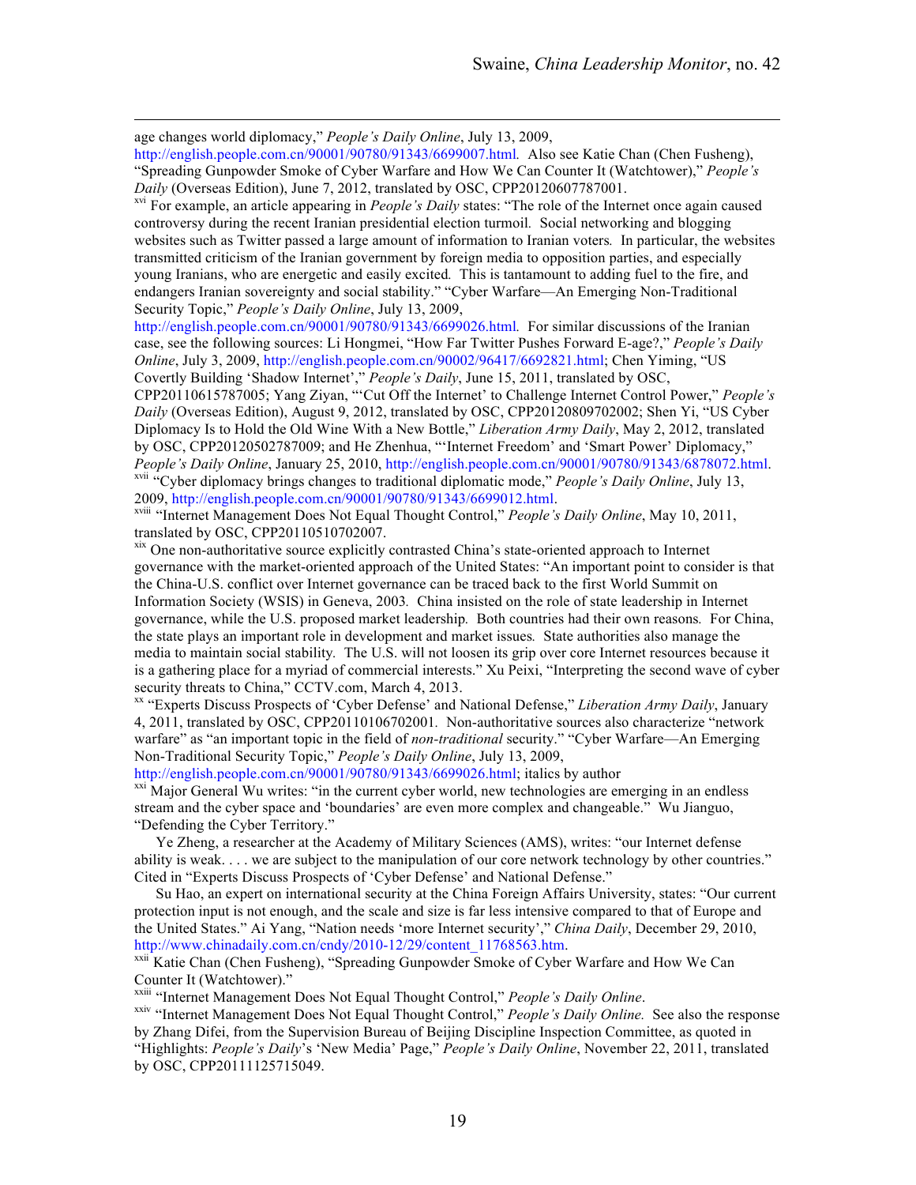age changes world diplomacy," *People's Daily Online*, July 13, 2009, http://english.people.com.cn/90001/90780/91343/6699007.html. Also see Katie Chan (Chen Fusheng), "Spreading Gunpowder Smoke of Cyber Warfare and How We Can Counter It (Watchtower)," *People's Daily* (Overseas Edition), June 7, 2012, translated by OSC, CPP20120607787001.

[xvi] For example, an article appearing in *People's Daily* states: "The role of the Internet once again caused controversy during the recent Iranian presidential election turmoil. Social networking and blogging websites such as Twitter passed a large amount of information to Iranian voters. In particular, the websites transmitted criticism of the Iranian government by foreign media to opposition parties, and especially young Iranians, who are energetic and easily excited. This is tantamount to adding fuel to the fire, and endangers Iranian sovereignty and social stability." "Cyber Warfare—An Emerging Non-Traditional Security Topic," *People's Daily Online*, July 13, 2009, http://english.people.com.cn/90001/90780/91343/6699026.html. For similar discussions of the Iranian case, see the following sources: Li Hongmei, "How Far Twitter Pushes Forward E-age?," *People's Daily Online*, July 3, 2009, http://english.people.com.cn/90002/96417/6692821.html; Chen Yiming, "US Covertly Building 'Shadow Internet'," *People's Daily*, June 15, 2011, translated by OSC, CPP20110615787005; Yang Ziyan, "'Cut Off the Internet' to Challenge Internet Control Power," *People's Daily* (Overseas Edition), August 9, 2012, translated by OSC, CPP20120809702002; Shen Yi, "US Cyber Diplomacy Is to Hold the Old Wine With a New Bottle," *Liberation Army Daily*, May 2, 2012, translated by OSC, CPP20120502787009; and He Zhenhua, "'Internet Freedom' and 'Smart Power' Diplomacy," *People's Daily Online*, January 25, 2010, http://english.people.com.cn/90001/90780/91343/6878072.html.

[xvii] "Cyber diplomacy brings changes to traditional diplomatic mode," *People's Daily Online*, July 13, 2009, http://english.people.com.cn/90001/90780/91343/6699012.html.

[xviii] "Internet Management Does Not Equal Thought Control," *People's Daily Online*, May 10, 2011, translated by OSC, CPP20110510702007.

[xix] One non-authoritative source explicitly contrasted China's state-oriented approach to Internet governance with the market-oriented approach of the United States: "An important point to consider is that the China-U.S. conflict over Internet governance can be traced back to the first World Summit on Information Society (WSIS) in Geneva, 2003. China insisted on the role of state leadership in Internet governance, while the U.S. proposed market leadership. Both countries had their own reasons. For China, the state plays an important role in development and market issues. State authorities also manage the media to maintain social stability. The U.S. will not loosen its grip over core Internet resources because it is a gathering place for a myriad of commercial interests." Xu Peixi, "Interpreting the second wave of cyber security threats to China," CCTV.com, March 4, 2013.

[xx] "Experts Discuss Prospects of 'Cyber Defense' and National Defense," *Liberation Army Daily*, January 4, 2011, translated by OSC, CPP20110106702001. Non-authoritative sources also characterize "network warfare" as "an important topic in the field of *non-traditional* security." "Cyber Warfare—An Emerging Non-Traditional Security Topic," *People's Daily Online*, July 13, 2009, http://english.people.com.cn/90001/90780/91343/6699026.html; italics by author

[xxi] Major General Wu writes: "in the current cyber world, new technologies are emerging in an endless stream and the cyber space and 'boundaries' are even more complex and changeable." Wu Jianguo, "Defending the Cyber Territory."

Ye Zheng, a researcher at the Academy of Military Sciences (AMS), writes: "our Internet defense ability is weak. . . . we are subject to the manipulation of our core network technology by other countries." Cited in "Experts Discuss Prospects of 'Cyber Defense' and National Defense."

Su Hao, an expert on international security at the China Foreign Affairs University, states: "Our current protection input is not enough, and the scale and size is far less intensive compared to that of Europe and the United States." Ai Yang, "Nation needs 'more Internet security'," *China Daily*, December 29, 2010, http://www.chinadaily.com.cn/cndy/2010-12/29/content_11768563.htm.

[xxii] Katie Chan (Chen Fusheng), "Spreading Gunpowder Smoke of Cyber Warfare and How We Can Counter It (Watchtower)."

[xxiii] "Internet Management Does Not Equal Thought Control," *People's Daily Online*.

[xxiv] "Internet Management Does Not Equal Thought Control," *People's Daily Online.* See also the response by Zhang Difei, from the Supervision Bureau of Beijing Discipline Inspection Committee, as quoted in "Highlights: *People's Daily*'s 'New Media' Page," *People's Daily Online*, November 22, 2011, translated by OSC, CPP20111125715049.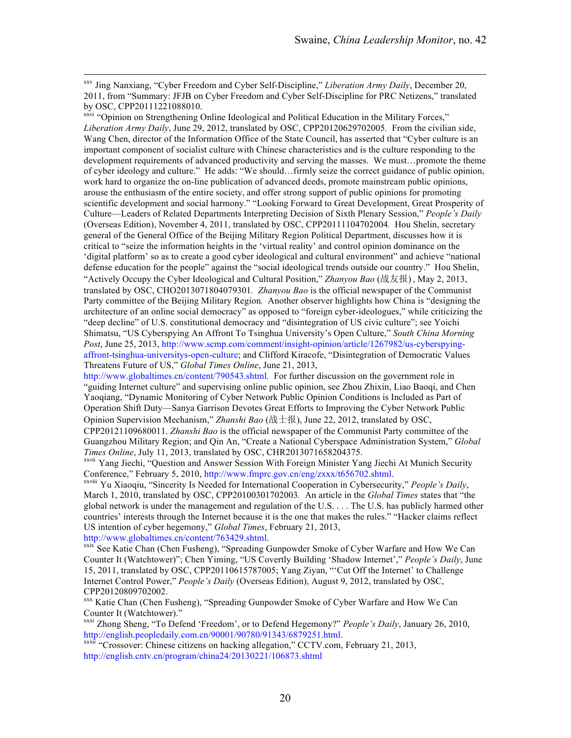[xxv] Jing Nanxiang, "Cyber Freedom and Cyber Self-Discipline," *Liberation Army Daily*, December 20, 2011, from "Summary: JFJB on Cyber Freedom and Cyber Self-Discipline for PRC Netizens," translated by OSC, CPP20111221088010.

[xxvi] "Opinion on Strengthening Online Ideological and Political Education in the Military Forces," *Liberation Army Daily*, June 29, 2012, translated by OSC, CPP20120629702005. From the civilian side, Wang Chen, director of the Information Office of the State Council, has asserted that "Cyber culture is an important component of socialist culture with Chinese characteristics and is the culture responding to the development requirements of advanced productivity and serving the masses. We must…promote the theme of cyber ideology and culture." He adds: "We should…firmly seize the correct guidance of public opinion, work hard to organize the on-line publication of advanced deeds, promote mainstream public opinions, arouse the enthusiasm of the entire society, and offer strong support of public opinions for promoting scientific development and social harmony." "Looking Forward to Great Development, Great Prosperity of Culture—Leaders of Related Departments Interpreting Decision of Sixth Plenary Session," *People's Daily* (Overseas Edition), November 4, 2011, translated by OSC, CPP20111104702004. Hou Shelin, secretary general of the General Office of the Beijing Military Region Political Department, discusses how it is critical to "seize the information heights in the 'virtual reality' and control opinion dominance on the 'digital platform' so as to create a good cyber ideological and cultural environment" and achieve "national defense education for the people" against the "social ideological trends outside our country." Hou Shelin, "Actively Occupy the Cyber Ideological and Cultural Position," *Zhanyou Bao* (战友报), May 2, 2013, translated by OSC, CHO2013071804079301. *Zhanyou Bao* is the official newspaper of the Communist Party committee of the Beijing Military Region. Another observer highlights how China is "designing the architecture of an online social democracy" as opposed to "foreign cyber-ideologues," while criticizing the "deep decline" of U.S. constitutional democracy and "disintegration of US civic culture"; see Yoichi Shimatsu, "US Cyberspying An Affront To Tsinghua University's Open Culture," *South China Morning Post*, June 25, 2013, http://www.scmp.com/comment/insight-opinion/article/1267982/us-cyberspying-affront-tsinghua-universitys-open-culture; and Clifford Kiracofe, "Disintegration of Democratic Values Threatens Future of US," *Global Times Online*, June 21, 2013, http://www.globaltimes.cn/content/790543.shtml. For further discussion on the government role in "guiding Internet culture" and supervising online public opinion, see Zhou Zhixin, Liao Baoqi, and Chen Yaoqiang, "Dynamic Monitoring of Cyber Network Public Opinion Conditions is Included as Part of Operation Shift Duty—Sanya Garrison Devotes Great Efforts to Improving the Cyber Network Public Opinion Supervision Mechanism," *Zhanshi Bao* (战士报), June 22, 2012, translated by OSC, CPP20121109680011. *Zhanshi Bao* is the official newspaper of the Communist Party committee of the Guangzhou Military Region; and Qin An, "Create a National Cyberspace Administration System," *Global Times Online*, July 11, 2013, translated by OSC, CHR2013071658204375.

[xxvii] Yang Jiechi, "Question and Answer Session With Foreign Minister Yang Jiechi At Munich Security Conference," February 5, 2010, http://www.fmprc.gov.cn/eng/zxxx/t656702.shtml.

[xxviii] Yu Xiaoqiu, "Sincerity Is Needed for International Cooperation in Cybersecurity," *People's Daily*, March 1, 2010, translated by OSC, CPP20100301702003. An article in the *Global Times* states that "the global network is under the management and regulation of the U.S. . . . The U.S. has publicly harmed other countries' interests through the Internet because it is the one that makes the rules." "Hacker claims reflect US intention of cyber hegemony," *Global Times*, February 21, 2013, http://www.globaltimes.cn/content/763429.shtml.

[xxix] See Katie Chan (Chen Fusheng), "Spreading Gunpowder Smoke of Cyber Warfare and How We Can Counter It (Watchtower)"; Chen Yiming, "US Covertly Building 'Shadow Internet'," *People's Daily*, June 15, 2011, translated by OSC, CPP20110615787005; Yang Ziyan, "'Cut Off the Internet' to Challenge Internet Control Power," *People's Daily* (Overseas Edition), August 9, 2012, translated by OSC, CPP20120809702002.

[xxx] Katie Chan (Chen Fusheng), "Spreading Gunpowder Smoke of Cyber Warfare and How We Can Counter It (Watchtower)."

[xxxi] Zhong Sheng, "To Defend 'Freedom', or to Defend Hegemony?" *People's Daily*, January 26, 2010, http://english.peopledaily.com.cn/90001/90780/91343/6879251.html.

[xxxii] "Crossover: Chinese citizens on hacking allegation," CCTV.com, February 21, 2013, http://english.cntv.cn/program/china24/20130221/106873.shtml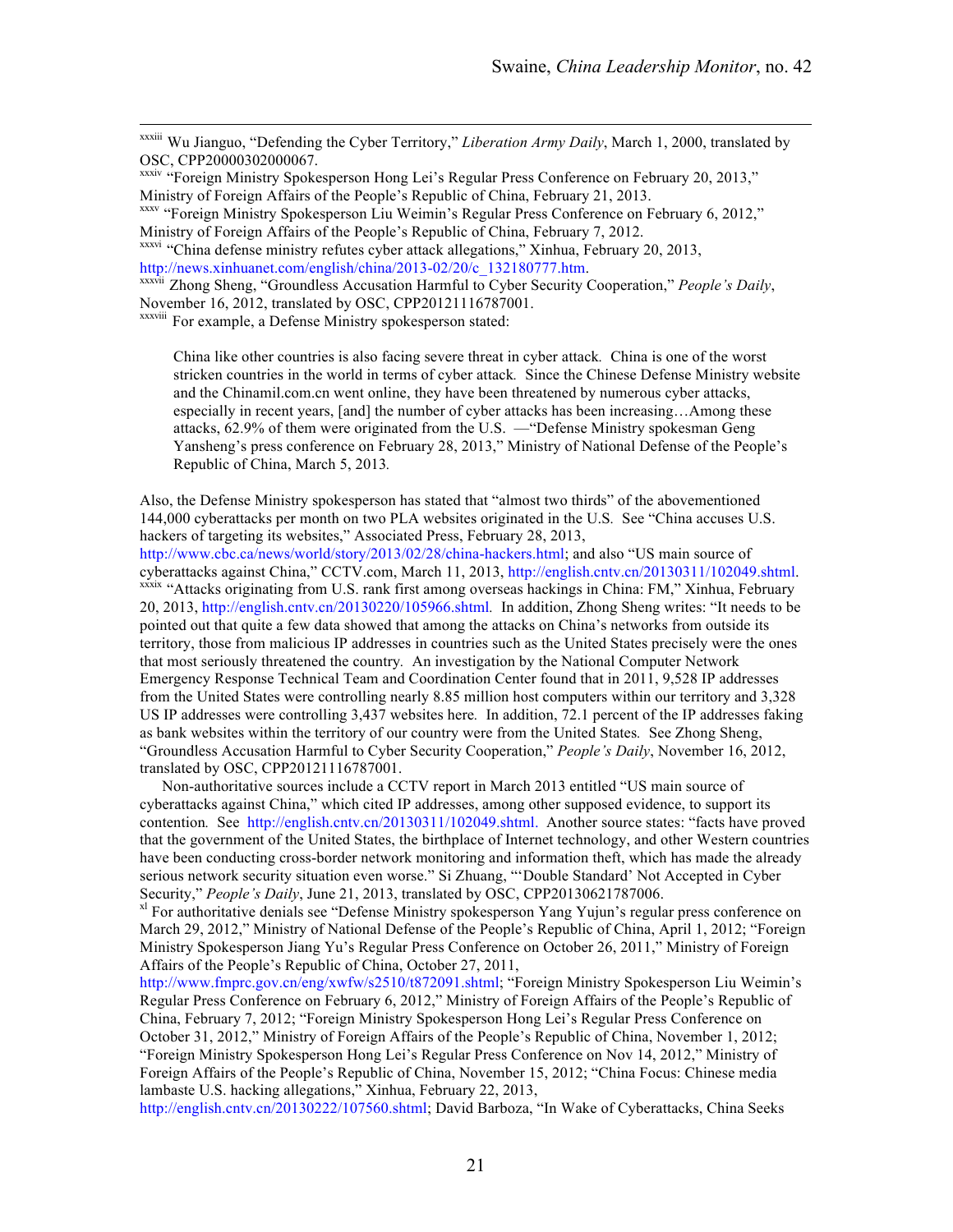[xxxiii] Wu Jianguo, "Defending the Cyber Territory," *Liberation Army Daily*, March 1, 2000, translated by OSC, CPP20000302000067.

[xxxiv] "Foreign Ministry Spokesperson Hong Lei's Regular Press Conference on February 20, 2013," Ministry of Foreign Affairs of the People's Republic of China, February 21, 2013.

[xxxv] "Foreign Ministry Spokesperson Liu Weimin's Regular Press Conference on February 6, 2012," Ministry of Foreign Affairs of the People's Republic of China, February 7, 2012.

[xxxvi] "China defense ministry refutes cyber attack allegations," Xinhua, February 20, 2013, http://news.xinhuanet.com/english/china/2013-02/20/c_132180777.htm.

[xxxvii] Zhong Sheng, "Groundless Accusation Harmful to Cyber Security Cooperation," *People's Daily*, November 16, 2012, translated by OSC, CPP20121116787001.

[xxxviii] For example, a Defense Ministry spokesperson stated:

> China like other countries is also facing severe threat in cyber attack. China is one of the worst stricken countries in the world in terms of cyber attack. Since the Chinese Defense Ministry website and the Chinamil.com.cn went online, they have been threatened by numerous cyber attacks, especially in recent years, [and] the number of cyber attacks has been increasing…Among these attacks, 62.9% of them were originated from the U.S. —"Defense Ministry spokesman Geng Yansheng's press conference on February 28, 2013," Ministry of National Defense of the People's Republic of China, March 5, 2013.

Also, the Defense Ministry spokesperson has stated that "almost two thirds" of the abovementioned 144,000 cyberattacks per month on two PLA websites originated in the U.S. See "China accuses U.S. hackers of targeting its websites," Associated Press, February 28, 2013, http://www.cbc.ca/news/world/story/2013/02/28/china-hackers.html; and also "US main source of cyberattacks against China," CCTV.com, March 11, 2013, http://english.cntv.cn/20130311/102049.shtml.

[xxxix] "Attacks originating from U.S. rank first among overseas hackings in China: FM," Xinhua, February 20, 2013, http://english.cntv.cn/20130220/105966.shtml. In addition, Zhong Sheng writes: "It needs to be pointed out that quite a few data showed that among the attacks on China's networks from outside its territory, those from malicious IP addresses in countries such as the United States precisely were the ones that most seriously threatened the country. An investigation by the National Computer Network Emergency Response Technical Team and Coordination Center found that in 2011, 9,528 IP addresses from the United States were controlling nearly 8.85 million host computers within our territory and 3,328 US IP addresses were controlling 3,437 websites here. In addition, 72.1 percent of the IP addresses faking as bank websites within the territory of our country were from the United States. See Zhong Sheng, "Groundless Accusation Harmful to Cyber Security Cooperation," *People's Daily*, November 16, 2012, translated by OSC, CPP20121116787001.

Non-authoritative sources include a CCTV report in March 2013 entitled "US main source of cyberattacks against China," which cited IP addresses, among other supposed evidence, to support its contention. See http://english.cntv.cn/20130311/102049.shtml. Another source states: "facts have proved that the government of the United States, the birthplace of Internet technology, and other Western countries have been conducting cross-border network monitoring and information theft, which has made the already serious network security situation even worse." Si Zhuang, "'Double Standard' Not Accepted in Cyber Security," *People's Daily*, June 21, 2013, translated by OSC, CPP20130621787006.

[xl] For authoritative denials see "Defense Ministry spokesperson Yang Yujun's regular press conference on March 29, 2012," Ministry of National Defense of the People's Republic of China, April 1, 2012; "Foreign Ministry Spokesperson Jiang Yu's Regular Press Conference on October 26, 2011," Ministry of Foreign Affairs of the People's Republic of China, October 27, 2011, http://www.fmprc.gov.cn/eng/xwfw/s2510/t872091.shtml; "Foreign Ministry Spokesperson Liu Weimin's Regular Press Conference on February 6, 2012," Ministry of Foreign Affairs of the People's Republic of China, February 7, 2012; "Foreign Ministry Spokesperson Hong Lei's Regular Press Conference on October 31, 2012," Ministry of Foreign Affairs of the People's Republic of China, November 1, 2012; "Foreign Ministry Spokesperson Hong Lei's Regular Press Conference on Nov 14, 2012," Ministry of Foreign Affairs of the People's Republic of China, November 15, 2012; "China Focus: Chinese media lambaste U.S. hacking allegations," Xinhua, February 22, 2013, http://english.cntv.cn/20130222/107560.shtml; David Barboza, "In Wake of Cyberattacks, China Seeks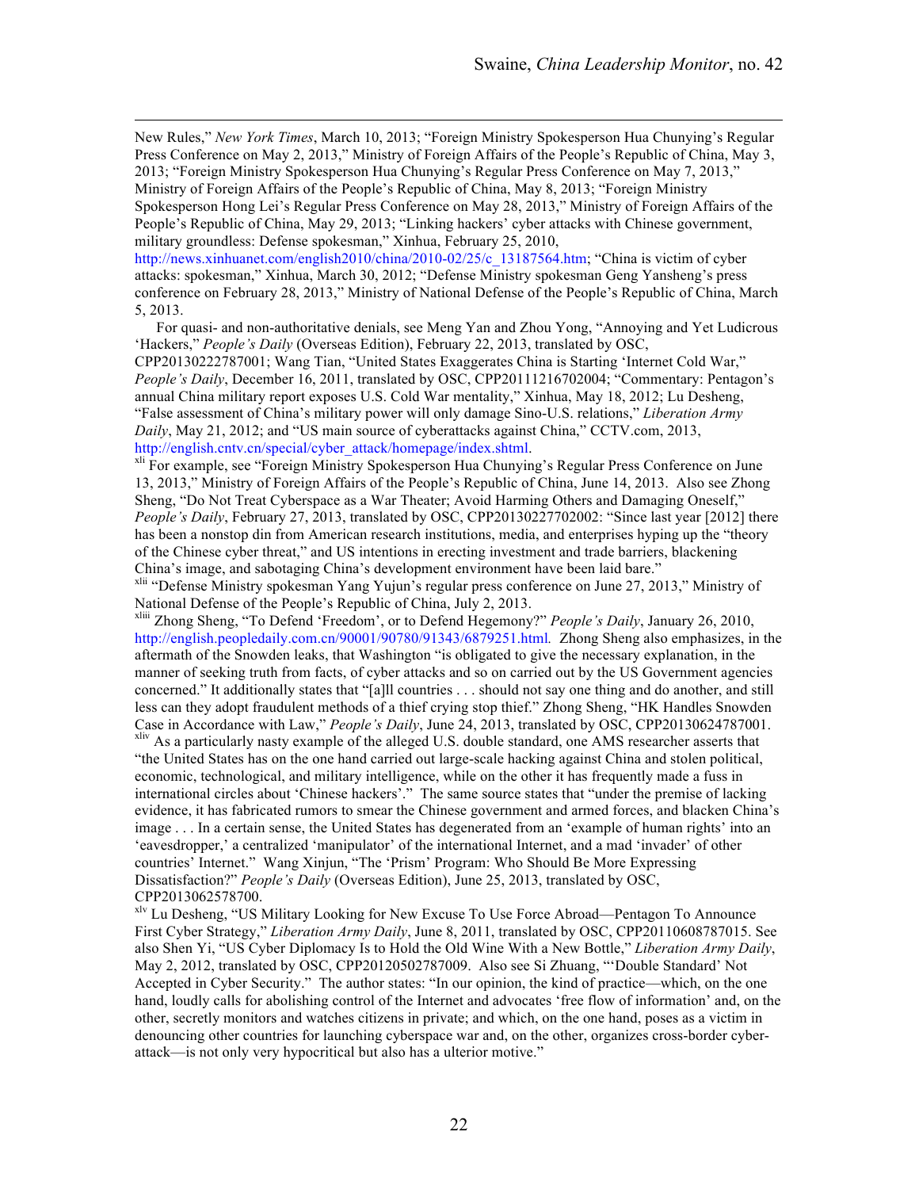New Rules," *New York Times*, March 10, 2013; "Foreign Ministry Spokesperson Hua Chunying's Regular Press Conference on May 2, 2013," Ministry of Foreign Affairs of the People's Republic of China, May 3, 2013; "Foreign Ministry Spokesperson Hua Chunying's Regular Press Conference on May 7, 2013," Ministry of Foreign Affairs of the People's Republic of China, May 8, 2013; "Foreign Ministry Spokesperson Hong Lei's Regular Press Conference on May 28, 2013," Ministry of Foreign Affairs of the People's Republic of China, May 29, 2013; "Linking hackers' cyber attacks with Chinese government, military groundless: Defense spokesman," Xinhua, February 25, 2010, http://news.xinhuanet.com/english2010/china/2010-02/25/c_13187564.htm; "China is victim of cyber attacks: spokesman," Xinhua, March 30, 2012; "Defense Ministry spokesman Geng Yansheng's press conference on February 28, 2013," Ministry of National Defense of the People's Republic of China, March 5, 2013.

For quasi- and non-authoritative denials, see Meng Yan and Zhou Yong, "Annoying and Yet Ludicrous 'Hackers,'" *People's Daily* (Overseas Edition), February 22, 2013, translated by OSC, CPP20130222787001; Wang Tian, "United States Exaggerates China is Starting 'Internet Cold War,'" *People's Daily*, December 16, 2011, translated by OSC, CPP20111216702004; "Commentary: Pentagon's annual China military report exposes U.S. Cold War mentality," Xinhua, May 18, 2012; Lu Desheng, "False assessment of China's military power will only damage Sino-U.S. relations," *Liberation Army Daily*, May 21, 2012; and "US main source of cyberattacks against China," CCTV.com, 2013, http://english.cntv.cn/special/cyber_attack/homepage/index.shtml.

[xli] For example, see "Foreign Ministry Spokesperson Hua Chunying's Regular Press Conference on June 13, 2013," Ministry of Foreign Affairs of the People's Republic of China, June 14, 2013. Also see Zhong Sheng, "Do Not Treat Cyberspace as a War Theater; Avoid Harming Others and Damaging Oneself," *People's Daily*, February 27, 2013, translated by OSC, CPP20130227702002: "Since last year [2012] there has been a nonstop din from American research institutions, media, and enterprises hyping up the "theory of the Chinese cyber threat," and US intentions in erecting investment and trade barriers, blackening China's image, and sabotaging China's development environment have been laid bare."

[xlii] "Defense Ministry spokesman Yang Yujun's regular press conference on June 27, 2013," Ministry of National Defense of the People's Republic of China, July 2, 2013.

[xliii] Zhong Sheng, "To Defend 'Freedom', or to Defend Hegemony?" *People's Daily*, January 26, 2010, http://english.peopledaily.com.cn/90001/90780/91343/6879251.html. Zhong Sheng also emphasizes, in the aftermath of the Snowden leaks, that Washington "is obligated to give the necessary explanation, in the manner of seeking truth from facts, of cyber attacks and so on carried out by the US Government agencies concerned." It additionally states that "[a]ll countries . . . should not say one thing and do another, and still less can they adopt fraudulent methods of a thief crying stop thief." Zhong Sheng, "HK Handles Snowden Case in Accordance with Law," *People's Daily*, June 24, 2013, translated by OSC, CPP20130624787001.

[xliv] As a particularly nasty example of the alleged U.S. double standard, one AMS researcher asserts that "the United States has on the one hand carried out large-scale hacking against China and stolen political, economic, technological, and military intelligence, while on the other it has frequently made a fuss in international circles about 'Chinese hackers'." The same source states that "under the premise of lacking evidence, it has fabricated rumors to smear the Chinese government and armed forces, and blacken China's image . . . In a certain sense, the United States has degenerated from an 'example of human rights' into an 'eavesdropper,' a centralized 'manipulator' of the international Internet, and a mad 'invader' of other countries' Internet." Wang Xinjun, "The 'Prism' Program: Who Should Be More Expressing Dissatisfaction?" *People's Daily* (Overseas Edition), June 25, 2013, translated by OSC, CPP2013062578700.

[xlv] Lu Desheng, "US Military Looking for New Excuse To Use Force Abroad—Pentagon To Announce First Cyber Strategy," *Liberation Army Daily*, June 8, 2011, translated by OSC, CPP20110608787015. See also Shen Yi, "US Cyber Diplomacy Is to Hold the Old Wine With a New Bottle," *Liberation Army Daily*, May 2, 2012, translated by OSC, CPP20120502787009. Also see Si Zhuang, "'Double Standard' Not Accepted in Cyber Security." The author states: "In our opinion, the kind of practice—which, on the one hand, loudly calls for abolishing control of the Internet and advocates 'free flow of information' and, on the other, secretly monitors and watches citizens in private; and which, on the one hand, poses as a victim in denouncing other countries for launching cyberspace war and, on the other, organizes cross-border cyber-attack—is not only very hypocritical but also has a ulterior motive."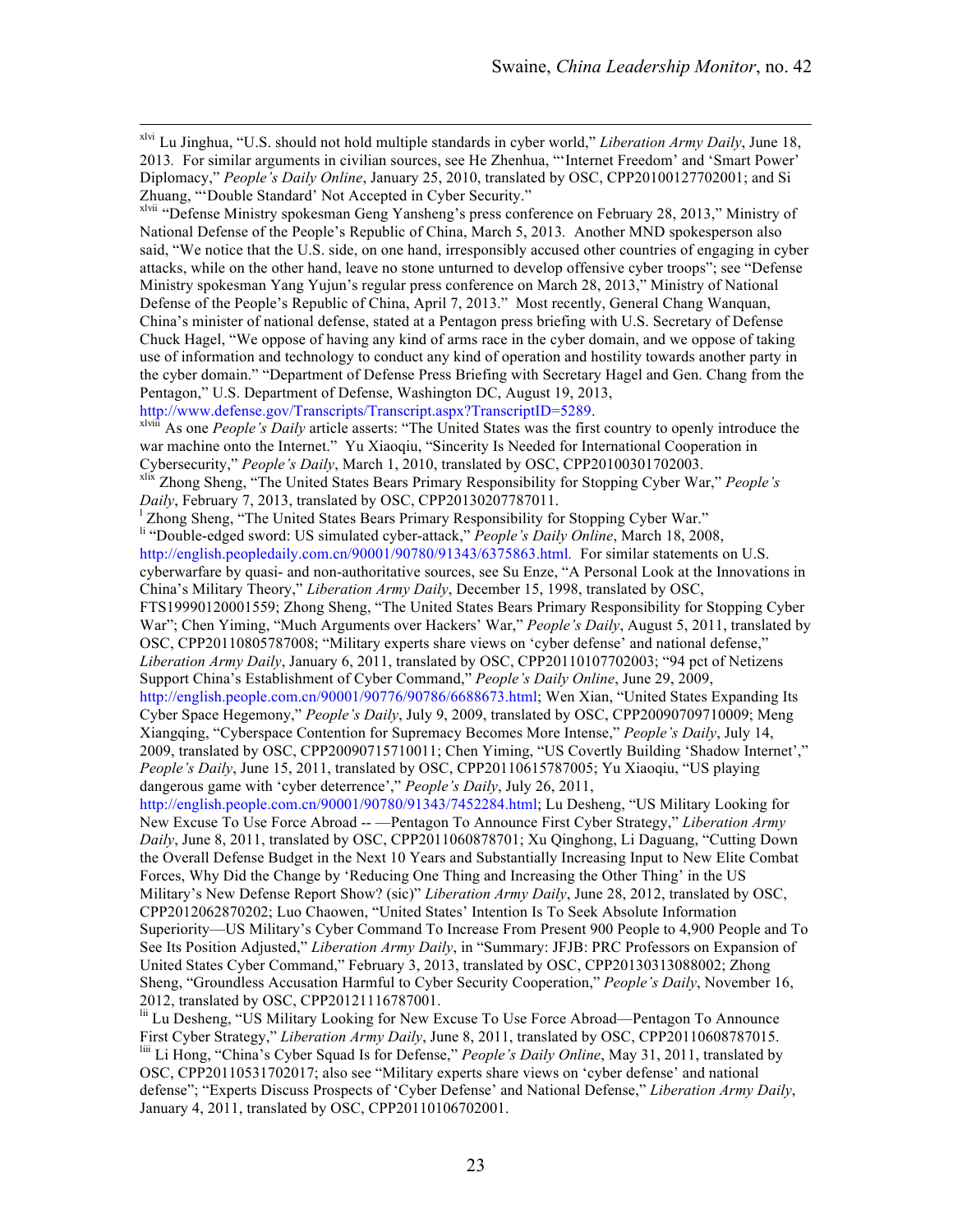[xlvi] Lu Jinghua, "U.S. should not hold multiple standards in cyber world," *Liberation Army Daily*, June 18, 2013. For similar arguments in civilian sources, see He Zhenhua, "'Internet Freedom' and 'Smart Power' Diplomacy," *People's Daily Online*, January 25, 2010, translated by OSC, CPP20100127702001; and Si Zhuang, "'Double Standard' Not Accepted in Cyber Security."

[xlvii] "Defense Ministry spokesman Geng Yansheng's press conference on February 28, 2013," Ministry of National Defense of the People's Republic of China, March 5, 2013. Another MND spokesperson also said, "We notice that the U.S. side, on one hand, irresponsibly accused other countries of engaging in cyber attacks, while on the other hand, leave no stone unturned to develop offensive cyber troops"; see "Defense Ministry spokesman Yang Yujun's regular press conference on March 28, 2013," Ministry of National Defense of the People's Republic of China, April 7, 2013." Most recently, General Chang Wanquan, China's minister of national defense, stated at a Pentagon press briefing with U.S. Secretary of Defense Chuck Hagel, "We oppose of having any kind of arms race in the cyber domain, and we oppose of taking use of information and technology to conduct any kind of operation and hostility towards another party in the cyber domain." "Department of Defense Press Briefing with Secretary Hagel and Gen. Chang from the Pentagon," U.S. Department of Defense, Washington DC, August 19, 2013, http://www.defense.gov/Transcripts/Transcript.aspx?TranscriptID=5289.

[xlviii] As one *People's Daily* article asserts: "The United States was the first country to openly introduce the war machine onto the Internet." Yu Xiaoqiu, "Sincerity Is Needed for International Cooperation in Cybersecurity," *People's Daily*, March 1, 2010, translated by OSC, CPP20100301702003.

[xlix] Zhong Sheng, "The United States Bears Primary Responsibility for Stopping Cyber War," *People's Daily*, February 7, 2013, translated by OSC, CPP20130207787011.

[l] Zhong Sheng, "The United States Bears Primary Responsibility for Stopping Cyber War."

[li] "Double-edged sword: US simulated cyber-attack," *People's Daily Online*, March 18, 2008, http://english.peopledaily.com.cn/90001/90780/91343/6375863.html. For similar statements on U.S. cyberwarfare by quasi- and non-authoritative sources, see Su Enze, "A Personal Look at the Innovations in China's Military Theory," *Liberation Army Daily*, December 15, 1998, translated by OSC, FTS19990120001559; Zhong Sheng, "The United States Bears Primary Responsibility for Stopping Cyber War"; Chen Yiming, "Much Arguments over Hackers' War," *People's Daily*, August 5, 2011, translated by OSC, CPP20110805787008; "Military experts share views on 'cyber defense' and national defense," *Liberation Army Daily*, January 6, 2011, translated by OSC, CPP20110107702003; "94 pct of Netizens Support China's Establishment of Cyber Command," *People's Daily Online*, June 29, 2009, http://english.people.com.cn/90001/90776/90786/6688673.html; Wen Xian, "United States Expanding Its Cyber Space Hegemony," *People's Daily*, July 9, 2009, translated by OSC, CPP20090709710009; Meng Xiangqing, "Cyberspace Contention for Supremacy Becomes More Intense," *People's Daily*, July 14, 2009, translated by OSC, CPP20090715710011; Chen Yiming, "US Covertly Building 'Shadow Internet'," *People's Daily*, June 15, 2011, translated by OSC, CPP20110615787005; Yu Xiaoqiu, "US playing dangerous game with 'cyber deterrence'," *People's Daily*, July 26, 2011, http://english.people.com.cn/90001/90780/91343/7452284.html; Lu Desheng, "US Military Looking for New Excuse To Use Force Abroad -- —Pentagon To Announce First Cyber Strategy," *Liberation Army Daily*, June 8, 2011, translated by OSC, CPP2011060878701; Xu Qinghong, Li Daguang, "Cutting Down the Overall Defense Budget in the Next 10 Years and Substantially Increasing Input to New Elite Combat Forces, Why Did the Change by 'Reducing One Thing and Increasing the Other Thing' in the US Military's New Defense Report Show? (sic)" *Liberation Army Daily*, June 28, 2012, translated by OSC, CPP2012062870202; Luo Chaowen, "United States' Intention Is To Seek Absolute Information Superiority—US Military's Cyber Command To Increase From Present 900 People to 4,900 People and To See Its Position Adjusted," *Liberation Army Daily*, in "Summary: JFJB: PRC Professors on Expansion of United States Cyber Command," February 3, 2013, translated by OSC, CPP20130313088002; Zhong Sheng, "Groundless Accusation Harmful to Cyber Security Cooperation," *People's Daily*, November 16, 2012, translated by OSC, CPP20121116787001.

[lii] Lu Desheng, "US Military Looking for New Excuse To Use Force Abroad—Pentagon To Announce First Cyber Strategy," *Liberation Army Daily*, June 8, 2011, translated by OSC, CPP20110608787015.

[liii] Li Hong, "China's Cyber Squad Is for Defense," *People's Daily Online*, May 31, 2011, translated by OSC, CPP20110531702017; also see "Military experts share views on 'cyber defense' and national defense"; "Experts Discuss Prospects of 'Cyber Defense' and National Defense," *Liberation Army Daily*, January 4, 2011, translated by OSC, CPP20110106702001.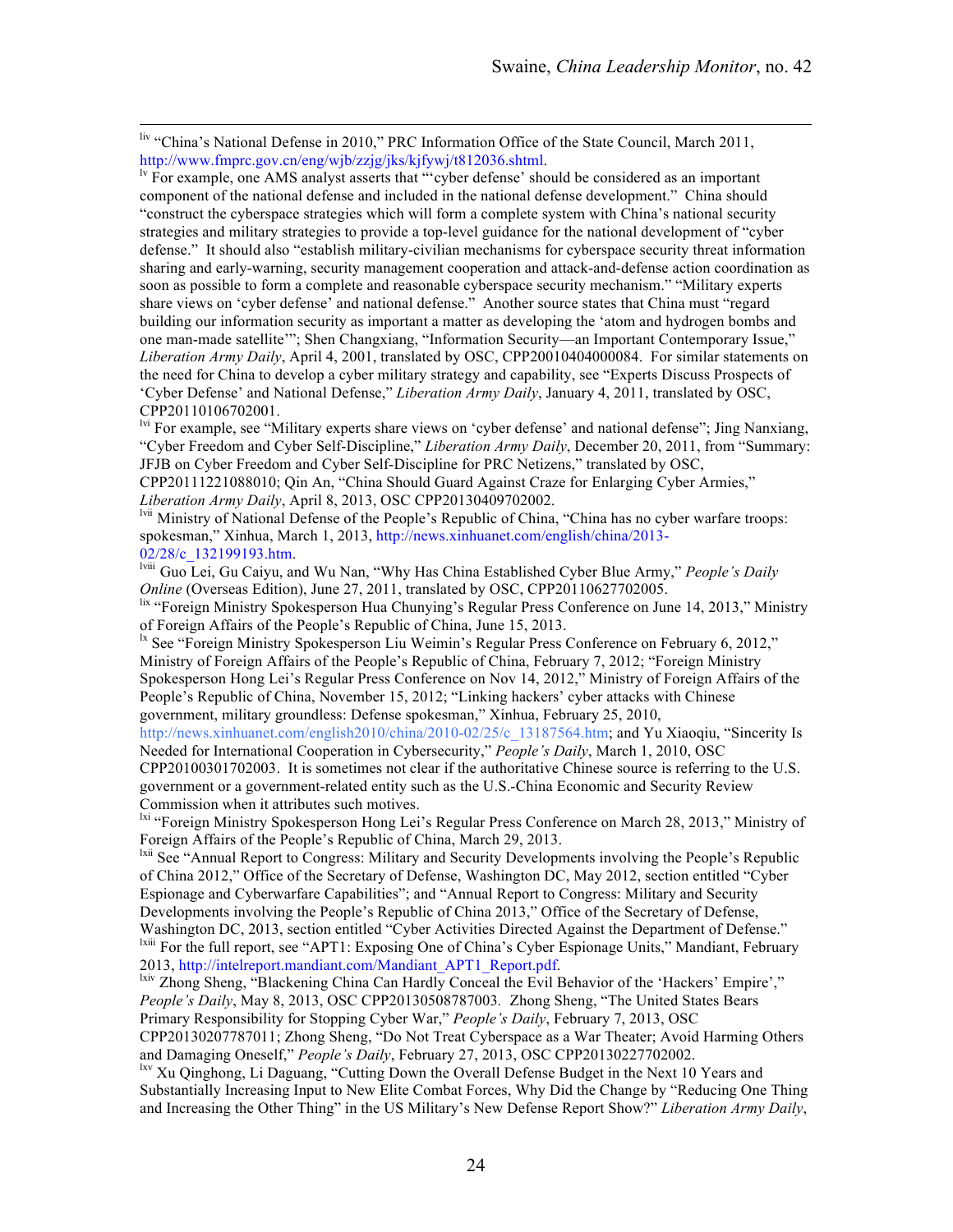[liv] "China's National Defense in 2010," PRC Information Office of the State Council, March 2011, http://www.fmprc.gov.cn/eng/wjb/zzjg/jks/kjfywj/t812036.shtml.

[lv] For example, one AMS analyst asserts that "'cyber defense' should be considered as an important component of the national defense and included in the national defense development." China should "construct the cyberspace strategies which will form a complete system with China's national security strategies and military strategies to provide a top-level guidance for the national development of "cyber defense." It should also "establish military-civilian mechanisms for cyberspace security threat information sharing and early-warning, security management cooperation and attack-and-defense action coordination as soon as possible to form a complete and reasonable cyberspace security mechanism." "Military experts share views on 'cyber defense' and national defense." Another source states that China must "regard building our information security as important a matter as developing the 'atom and hydrogen bombs and one man-made satellite'"; Shen Changxiang, "Information Security—an Important Contemporary Issue," *Liberation Army Daily*, April 4, 2001, translated by OSC, CPP20010404000084. For similar statements on the need for China to develop a cyber military strategy and capability, see "Experts Discuss Prospects of 'Cyber Defense' and National Defense," *Liberation Army Daily*, January 4, 2011, translated by OSC, CPP20110106702001.

[lvi] For example, see "Military experts share views on 'cyber defense' and national defense"; Jing Nanxiang, "Cyber Freedom and Cyber Self-Discipline," *Liberation Army Daily*, December 20, 2011, from "Summary: JFJB on Cyber Freedom and Cyber Self-Discipline for PRC Netizens," translated by OSC, CPP20111221088010; Qin An, "China Should Guard Against Craze for Enlarging Cyber Armies," *Liberation Army Daily*, April 8, 2013, OSC CPP20130409702002.

[lvii] Ministry of National Defense of the People's Republic of China, "China has no cyber warfare troops: spokesman," Xinhua, March 1, 2013, http://news.xinhuanet.com/english/china/2013-02/28/c_132199193.htm.

[lviii] Guo Lei, Gu Caiyu, and Wu Nan, "Why Has China Established Cyber Blue Army," *People's Daily Online* (Overseas Edition), June 27, 2011, translated by OSC, CPP20110627702005.

[lix] "Foreign Ministry Spokesperson Hua Chunying's Regular Press Conference on June 14, 2013," Ministry of Foreign Affairs of the People's Republic of China, June 15, 2013.

[lx] See "Foreign Ministry Spokesperson Liu Weimin's Regular Press Conference on February 6, 2012," Ministry of Foreign Affairs of the People's Republic of China, February 7, 2012; "Foreign Ministry Spokesperson Hong Lei's Regular Press Conference on Nov 14, 2012," Ministry of Foreign Affairs of the People's Republic of China, November 15, 2012; "Linking hackers' cyber attacks with Chinese government, military groundless: Defense spokesman," Xinhua, February 25, 2010, http://news.xinhuanet.com/english2010/china/2010-02/25/c_13187564.htm; and Yu Xiaoqiu, "Sincerity Is Needed for International Cooperation in Cybersecurity," *People's Daily*, March 1, 2010, OSC CPP20100301702003. It is sometimes not clear if the authoritative Chinese source is referring to the U.S. government or a government-related entity such as the U.S.-China Economic and Security Review Commission when it attributes such motives.

[lxi] "Foreign Ministry Spokesperson Hong Lei's Regular Press Conference on March 28, 2013," Ministry of Foreign Affairs of the People's Republic of China, March 29, 2013.

[lxii] See "Annual Report to Congress: Military and Security Developments involving the People's Republic of China 2012," Office of the Secretary of Defense, Washington DC, May 2012, section entitled "Cyber Espionage and Cyberwarfare Capabilities"; and "Annual Report to Congress: Military and Security Developments involving the People's Republic of China 2013," Office of the Secretary of Defense, Washington DC, 2013, section entitled "Cyber Activities Directed Against the Department of Defense."

[lxiii] For the full report, see "APT1: Exposing One of China's Cyber Espionage Units," Mandiant, February 2013, http://intelreport.mandiant.com/Mandiant_APT1_Report.pdf.

[lxiv] Zhong Sheng, "Blackening China Can Hardly Conceal the Evil Behavior of the 'Hackers' Empire'," *People's Daily*, May 8, 2013, OSC CPP20130508787003. Zhong Sheng, "The United States Bears Primary Responsibility for Stopping Cyber War," *People's Daily*, February 7, 2013, OSC CPP20130207787011; Zhong Sheng, "Do Not Treat Cyberspace as a War Theater; Avoid Harming Others and Damaging Oneself," *People's Daily*, February 27, 2013, OSC CPP20130227702002.

[lxv] Xu Qinghong, Li Daguang, "Cutting Down the Overall Defense Budget in the Next 10 Years and Substantially Increasing Input to New Elite Combat Forces, Why Did the Change by "Reducing One Thing and Increasing the Other Thing" in the US Military's New Defense Report Show?" *Liberation Army Daily*,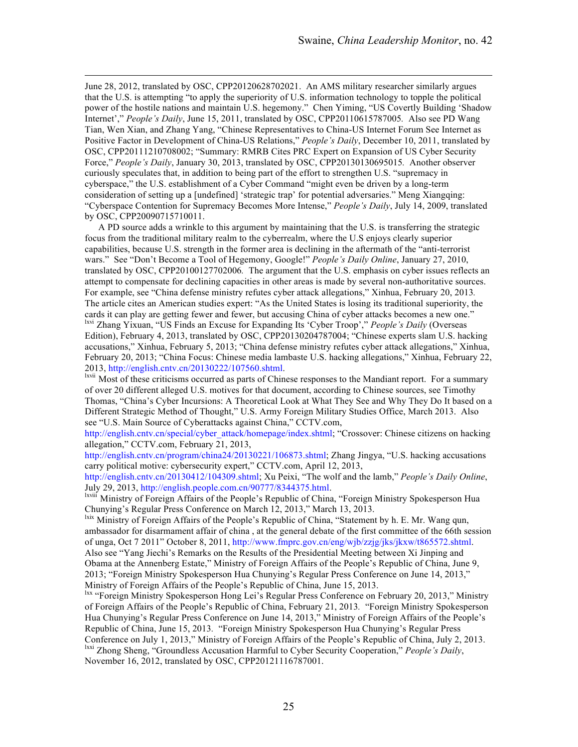June 28, 2012, translated by OSC, CPP20120628702021. An AMS military researcher similarly argues that the U.S. is attempting "to apply the superiority of U.S. information technology to topple the political power of the hostile nations and maintain U.S. hegemony." Chen Yiming, "US Covertly Building 'Shadow Internet'," *People's Daily*, June 15, 2011, translated by OSC, CPP20110615787005. Also see PD Wang Tian, Wen Xian, and Zhang Yang, "Chinese Representatives to China-US Internet Forum See Internet as Positive Factor in Development of China-US Relations," *People's Daily*, December 10, 2011, translated by OSC, CPP20111210708002; "Summary: RMRB Cites PRC Expert on Expansion of US Cyber Security Force," *People's Daily*, January 30, 2013, translated by OSC, CPP20130130695015. Another observer curiously speculates that, in addition to being part of the effort to strengthen U.S. "supremacy in cyberspace," the U.S. establishment of a Cyber Command "might even be driven by a long-term consideration of setting up a [undefined] 'strategic trap' for potential adversaries." Meng Xiangqing: "Cyberspace Contention for Supremacy Becomes More Intense," *People's Daily*, July 14, 2009, translated by OSC, CPP20090715710011.

A PD source adds a wrinkle to this argument by maintaining that the U.S. is transferring the strategic focus from the traditional military realm to the cyberrealm, where the U.S enjoys clearly superior capabilities, because U.S. strength in the former area is declining in the aftermath of the "anti-terrorist wars." See "Don't Become a Tool of Hegemony, Google!" *People's Daily Online*, January 27, 2010, translated by OSC, CPP20100127702006. The argument that the U.S. emphasis on cyber issues reflects an attempt to compensate for declining capacities in other areas is made by several non-authoritative sources. For example, see "China defense ministry refutes cyber attack allegations," Xinhua, February 20, 2013. The article cites an American studies expert: "As the United States is losing its traditional superiority, the cards it can play are getting fewer and fewer, but accusing China of cyber attacks becomes a new one."

[lxvi] Zhang Yixuan, "US Finds an Excuse for Expanding Its 'Cyber Troop'," *People's Daily* (Overseas Edition), February 4, 2013, translated by OSC, CPP20130204787004; "Chinese experts slam U.S. hacking accusations," Xinhua, February 5, 2013; "China defense ministry refutes cyber attack allegations," Xinhua, February 20, 2013; "China Focus: Chinese media lambaste U.S. hacking allegations," Xinhua, February 22, 2013, http://english.cntv.cn/20130222/107560.shtml.

[lxvii] Most of these criticisms occurred as parts of Chinese responses to the Mandiant report. For a summary of over 20 different alleged U.S. motives for that document, according to Chinese sources, see Timothy Thomas, "China's Cyber Incursions: A Theoretical Look at What They See and Why They Do It based on a Different Strategic Method of Thought," U.S. Army Foreign Military Studies Office, March 2013. Also see "U.S. Main Source of Cyberattacks against China," CCTV.com, http://english.cntv.cn/special/cyber_attack/homepage/index.shtml; "Crossover: Chinese citizens on hacking allegation," CCTV.com, February 21, 2013, http://english.cntv.cn/program/china24/20130221/106873.shtml; Zhang Jingya, "U.S. hacking accusations carry political motive: cybersecurity expert," CCTV.com, April 12, 2013, http://english.cntv.cn/20130412/104309.shtml; Xu Peixi, "The wolf and the lamb," *People's Daily Online*, July 29, 2013, http://english.people.com.cn/90777/8344375.html.

[lxviii] Ministry of Foreign Affairs of the People's Republic of China, "Foreign Ministry Spokesperson Hua Chunying's Regular Press Conference on March 12, 2013," March 13, 2013.

[lxix] Ministry of Foreign Affairs of the People's Republic of China, "Statement by h. E. Mr. Wang qun, ambassador for disarmament affair of china , at the general debate of the first committee of the 66th session of unga, Oct 7 2011" October 8, 2011, http://www.fmprc.gov.cn/eng/wjb/zzjg/jks/jkxw/t865572.shtml. Also see "Yang Jiechi's Remarks on the Results of the Presidential Meeting between Xi Jinping and Obama at the Annenberg Estate," Ministry of Foreign Affairs of the People's Republic of China, June 9, 2013; "Foreign Ministry Spokesperson Hua Chunying's Regular Press Conference on June 14, 2013," Ministry of Foreign Affairs of the People's Republic of China, June 15, 2013.

[lxx] "Foreign Ministry Spokesperson Hong Lei's Regular Press Conference on February 20, 2013," Ministry of Foreign Affairs of the People's Republic of China, February 21, 2013. "Foreign Ministry Spokesperson Hua Chunying's Regular Press Conference on June 14, 2013," Ministry of Foreign Affairs of the People's Republic of China, June 15, 2013. "Foreign Ministry Spokesperson Hua Chunying's Regular Press Conference on July 1, 2013," Ministry of Foreign Affairs of the People's Republic of China, July 2, 2013.

[lxxi] Zhong Sheng, "Groundless Accusation Harmful to Cyber Security Cooperation," *People's Daily*, November 16, 2012, translated by OSC, CPP20121116787001.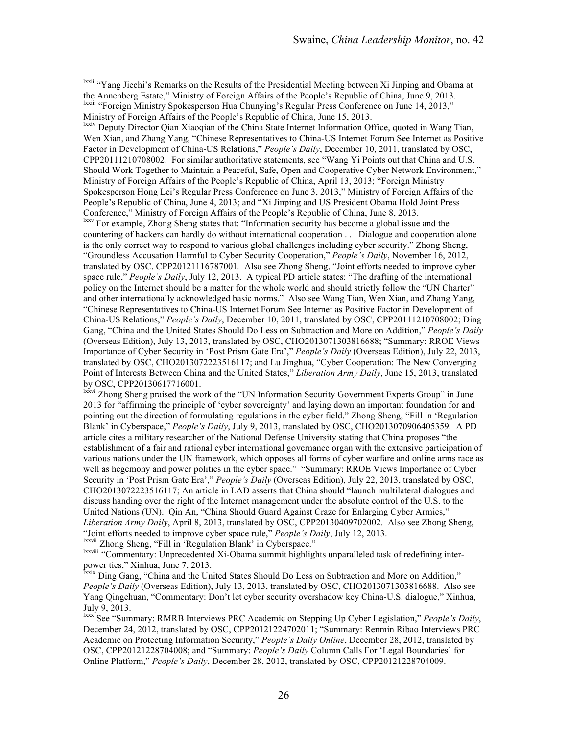[lxxii] "Yang Jiechi's Remarks on the Results of the Presidential Meeting between Xi Jinping and Obama at the Annenberg Estate," Ministry of Foreign Affairs of the People's Republic of China, June 9, 2013.

[lxxiii] "Foreign Ministry Spokesperson Hua Chunying's Regular Press Conference on June 14, 2013," Ministry of Foreign Affairs of the People's Republic of China, June 15, 2013.

[lxxiv] Deputy Director Qian Xiaoqian of the China State Internet Information Office, quoted in Wang Tian, Wen Xian, and Zhang Yang, "Chinese Representatives to China-US Internet Forum See Internet as Positive Factor in Development of China-US Relations," *People's Daily*, December 10, 2011, translated by OSC, CPP20111210708002. For similar authoritative statements, see "Wang Yi Points out that China and U.S. Should Work Together to Maintain a Peaceful, Safe, Open and Cooperative Cyber Network Environment," Ministry of Foreign Affairs of the People's Republic of China, April 13, 2013; "Foreign Ministry Spokesperson Hong Lei's Regular Press Conference on June 3, 2013," Ministry of Foreign Affairs of the People's Republic of China, June 4, 2013; and "Xi Jinping and US President Obama Hold Joint Press Conference," Ministry of Foreign Affairs of the People's Republic of China, June 8, 2013.

[lxxv] For example, Zhong Sheng states that: "Information security has become a global issue and the countering of hackers can hardly do without international cooperation . . . Dialogue and cooperation alone is the only correct way to respond to various global challenges including cyber security." Zhong Sheng, "Groundless Accusation Harmful to Cyber Security Cooperation," *People's Daily*, November 16, 2012, translated by OSC, CPP20121116787001. Also see Zhong Sheng, "Joint efforts needed to improve cyber space rule," *People's Daily*, July 12, 2013. A typical PD article states: "The drafting of the international policy on the Internet should be a matter for the whole world and should strictly follow the "UN Charter" and other internationally acknowledged basic norms." Also see Wang Tian, Wen Xian, and Zhang Yang, "Chinese Representatives to China-US Internet Forum See Internet as Positive Factor in Development of China-US Relations," *People's Daily*, December 10, 2011, translated by OSC, CPP20111210708002; Ding Gang, "China and the United States Should Do Less on Subtraction and More on Addition," *People's Daily* (Overseas Edition), July 13, 2013, translated by OSC, CHO2013071303816688; "Summary: RROE Views Importance of Cyber Security in 'Post Prism Gate Era'," *People's Daily* (Overseas Edition), July 22, 2013, translated by OSC, CHO2013072223516117; and Lu Jinghua, "Cyber Cooperation: The New Converging Point of Interests Between China and the United States," *Liberation Army Daily*, June 15, 2013, translated by OSC, CPP20130617716001.

[lxxvi] Zhong Sheng praised the work of the "UN Information Security Government Experts Group" in June 2013 for "affirming the principle of 'cyber sovereignty' and laying down an important foundation for and pointing out the direction of formulating regulations in the cyber field." Zhong Sheng, "Fill in 'Regulation Blank' in Cyberspace," *People's Daily*, July 9, 2013, translated by OSC, CHO2013070906405359*.* A PD article cites a military researcher of the National Defense University stating that China proposes "the establishment of a fair and rational cyber international governance organ with the extensive participation of various nations under the UN framework, which opposes all forms of cyber warfare and online arms race as well as hegemony and power politics in the cyber space." "Summary: RROE Views Importance of Cyber Security in 'Post Prism Gate Era'," *People's Daily* (Overseas Edition), July 22, 2013, translated by OSC, CHO2013072223516117; An article in LAD asserts that China should "launch multilateral dialogues and discuss handing over the right of the Internet management under the absolute control of the U.S. to the United Nations (UN). Qin An, "China Should Guard Against Craze for Enlarging Cyber Armies," *Liberation Army Daily*, April 8, 2013, translated by OSC, CPP20130409702002*.* Also see Zhong Sheng, "Joint efforts needed to improve cyber space rule," *People's Daily*, July 12, 2013.

[lxxvii] Zhong Sheng, "Fill in 'Regulation Blank' in Cyberspace."

[lxxviii] "Commentary: Unprecedented Xi-Obama summit highlights unparalleled task of redefining inter-power ties," Xinhua, June 7, 2013.

[lxxix] Ding Gang, "China and the United States Should Do Less on Subtraction and More on Addition," *People's Daily* (Overseas Edition), July 13, 2013, translated by OSC, CHO2013071303816688. Also see Yang Qingchuan, "Commentary: Don't let cyber security overshadow key China-U.S. dialogue," Xinhua, July 9, 2013.

[lxxx] See "Summary: RMRB Interviews PRC Academic on Stepping Up Cyber Legislation," *People's Daily*, December 24, 2012, translated by OSC, CPP20121224702011; "Summary: Renmin Ribao Interviews PRC Academic on Protecting Information Security," *People's Daily Online*, December 28, 2012, translated by OSC, CPP20121228704008; and "Summary: *People's Daily* Column Calls For 'Legal Boundaries' for Online Platform," *People's Daily*, December 28, 2012, translated by OSC, CPP20121228704009.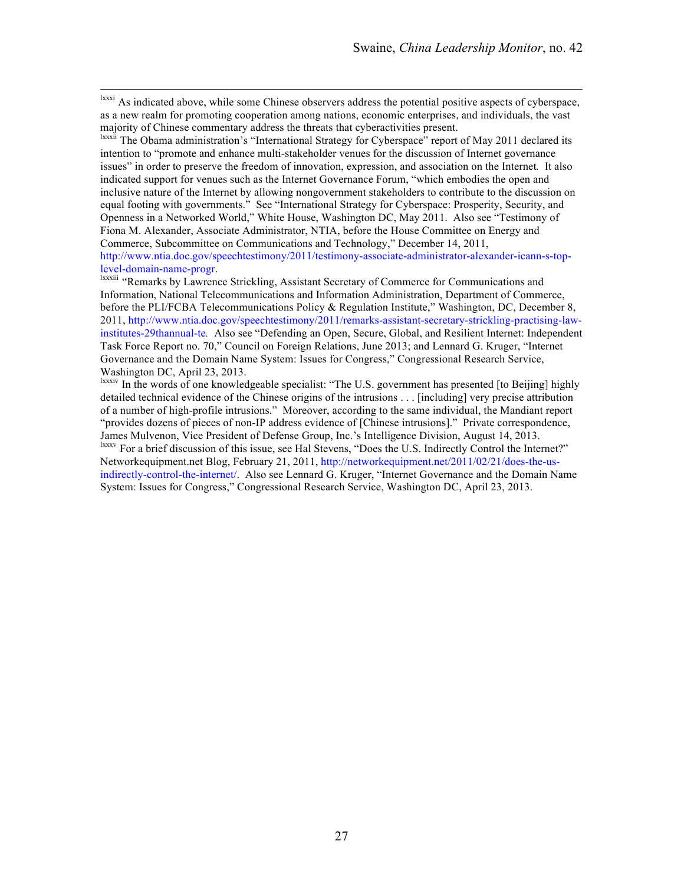[lxxxi] As indicated above, while some Chinese observers address the potential positive aspects of cyberspace, as a new realm for promoting cooperation among nations, economic enterprises, and individuals, the vast majority of Chinese commentary address the threats that cyberactivities present.

[lxxxii] The Obama administration's "International Strategy for Cyberspace" report of May 2011 declared its intention to "promote and enhance multi-stakeholder venues for the discussion of Internet governance issues" in order to preserve the freedom of innovation, expression, and association on the Internet. It also indicated support for venues such as the Internet Governance Forum, "which embodies the open and inclusive nature of the Internet by allowing nongovernment stakeholders to contribute to the discussion on equal footing with governments." See "International Strategy for Cyberspace: Prosperity, Security, and Openness in a Networked World," White House, Washington DC, May 2011. Also see "Testimony of Fiona M. Alexander, Associate Administrator, NTIA, before the House Committee on Energy and Commerce, Subcommittee on Communications and Technology," December 14, 2011, http://www.ntia.doc.gov/speechtestimony/2011/testimony-associate-administrator-alexander-icann-s-top-level-domain-name-progr.

[lxxxiii] "Remarks by Lawrence Strickling, Assistant Secretary of Commerce for Communications and Information, National Telecommunications and Information Administration, Department of Commerce, before the PLI/FCBA Telecommunications Policy & Regulation Institute," Washington, DC, December 8, 2011, http://www.ntia.doc.gov/speechtestimony/2011/remarks-assistant-secretary-strickling-practising-law-institutes-29thannual-te. Also see "Defending an Open, Secure, Global, and Resilient Internet: Independent Task Force Report no. 70," Council on Foreign Relations, June 2013; and Lennard G. Kruger, "Internet Governance and the Domain Name System: Issues for Congress," Congressional Research Service, Washington DC, April 23, 2013.

[lxxxiv] In the words of one knowledgeable specialist: "The U.S. government has presented [to Beijing] highly detailed technical evidence of the Chinese origins of the intrusions . . . [including] very precise attribution of a number of high-profile intrusions." Moreover, according to the same individual, the Mandiant report "provides dozens of pieces of non-IP address evidence of [Chinese intrusions]." Private correspondence, James Mulvenon, Vice President of Defense Group, Inc.'s Intelligence Division, August 14, 2013.

[lxxxv] For a brief discussion of this issue, see Hal Stevens, "Does the U.S. Indirectly Control the Internet?" Networkequipment.net Blog, February 21, 2011, http://networkequipment.net/2011/02/21/does-the-us-indirectly-control-the-internet/. Also see Lennard G. Kruger, "Internet Governance and the Domain Name System: Issues for Congress," Congressional Research Service, Washington DC, April 23, 2013.